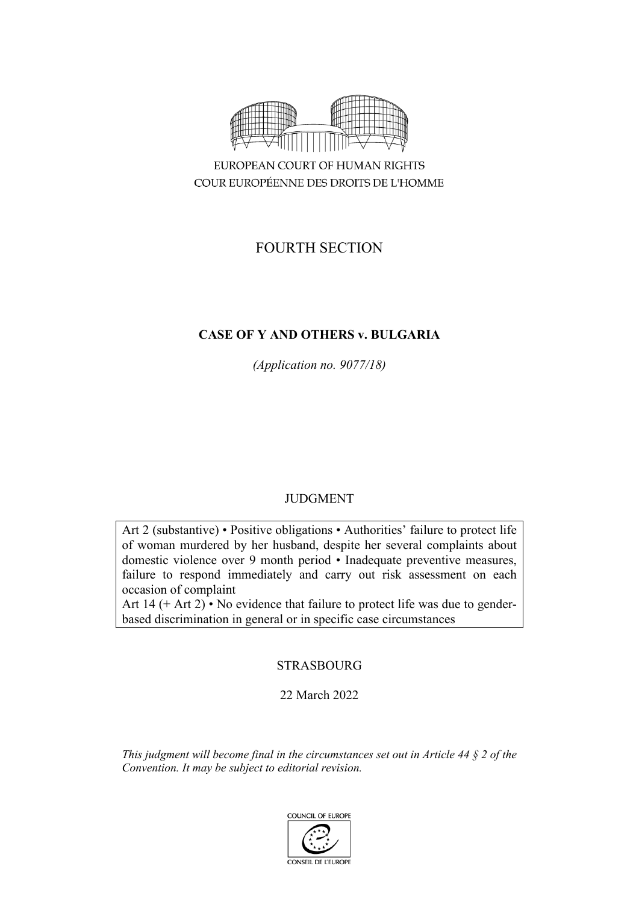EUROPEAN COURT OF HUMAN RIGHTS
COUR EUROPÉENNE DES DROITS DE L'HOMME

FOURTH SECTION

# CASE OF Y AND OTHERS v. BULGARIA

*(Application no. 9077/18)*

JUDGMENT

Art 2 (substantive) • Positive obligations • Authorities' failure to protect life of woman murdered by her husband, despite her several complaints about domestic violence over 9 month period • Inadequate preventive measures, failure to respond immediately and carry out risk assessment on each occasion of complaint
Art 14 (+ Art 2) • No evidence that failure to protect life was due to gender-based discrimination in general or in specific case circumstances

STRASBOURG

22 March 2022

*This judgment will become final in the circumstances set out in Article 44 § 2 of the Convention. It may be subject to editorial revision.*

COUNCIL OF EUROPE
CONSEIL DE L'EUROPE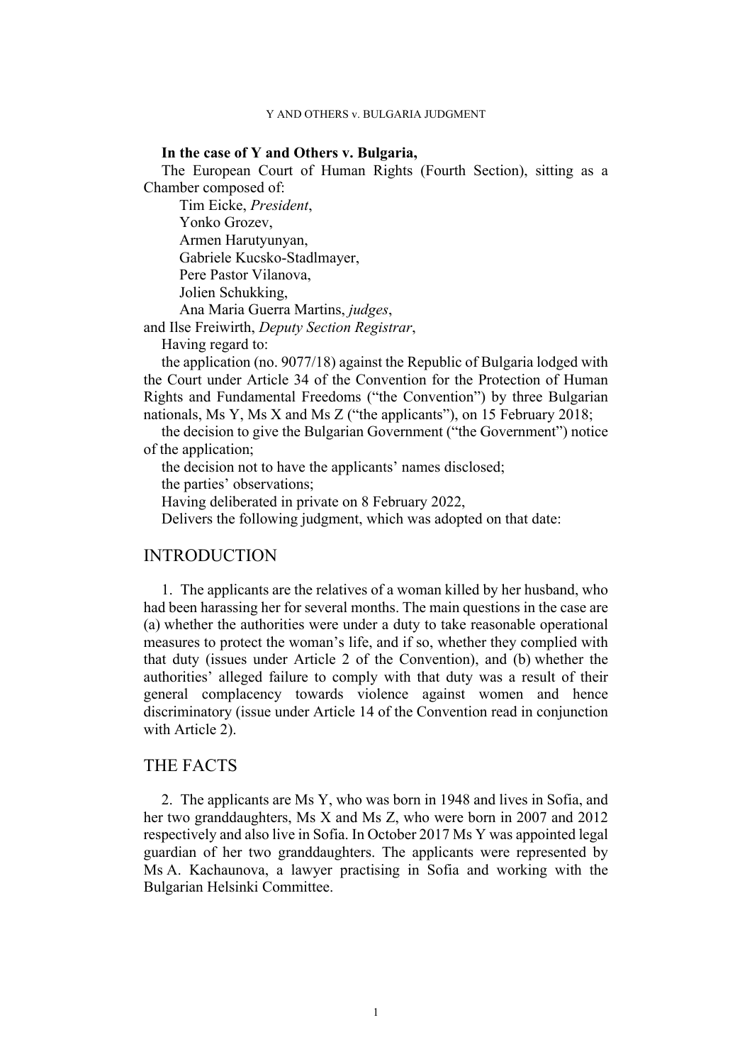**In the case of Y and Others v. Bulgaria,**

The European Court of Human Rights (Fourth Section), sitting as a Chamber composed of:

Tim Eicke, *President*,
Yonko Grozev,
Armen Harutyunyan,
Gabriele Kucsko-Stadlmayer,
Pere Pastor Vilanova,
Jolien Schukking,
Ana Maria Guerra Martins, *judges*,
and Ilse Freiwirth, *Deputy Section Registrar*,

Having regard to:

the application (no. 9077/18) against the Republic of Bulgaria lodged with the Court under Article 34 of the Convention for the Protection of Human Rights and Fundamental Freedoms ("the Convention") by three Bulgarian nationals, Ms Y, Ms X and Ms Z ("the applicants"), on 15 February 2018;

the decision to give the Bulgarian Government ("the Government") notice of the application;

the decision not to have the applicants' names disclosed;

the parties' observations;

Having deliberated in private on 8 February 2022,

Delivers the following judgment, which was adopted on that date:

# INTRODUCTION

1. The applicants are the relatives of a woman killed by her husband, who had been harassing her for several months. The main questions in the case are (a) whether the authorities were under a duty to take reasonable operational measures to protect the woman's life, and if so, whether they complied with that duty (issues under Article 2 of the Convention), and (b) whether the authorities' alleged failure to comply with that duty was a result of their general complacency towards violence against women and hence discriminatory (issue under Article 14 of the Convention read in conjunction with Article 2).

# THE FACTS

2. The applicants are Ms Y, who was born in 1948 and lives in Sofia, and her two granddaughters, Ms X and Ms Z, who were born in 2007 and 2012 respectively and also live in Sofia. In October 2017 Ms Y was appointed legal guardian of her two granddaughters. The applicants were represented by Ms A. Kachaunova, a lawyer practising in Sofia and working with the Bulgarian Helsinki Committee.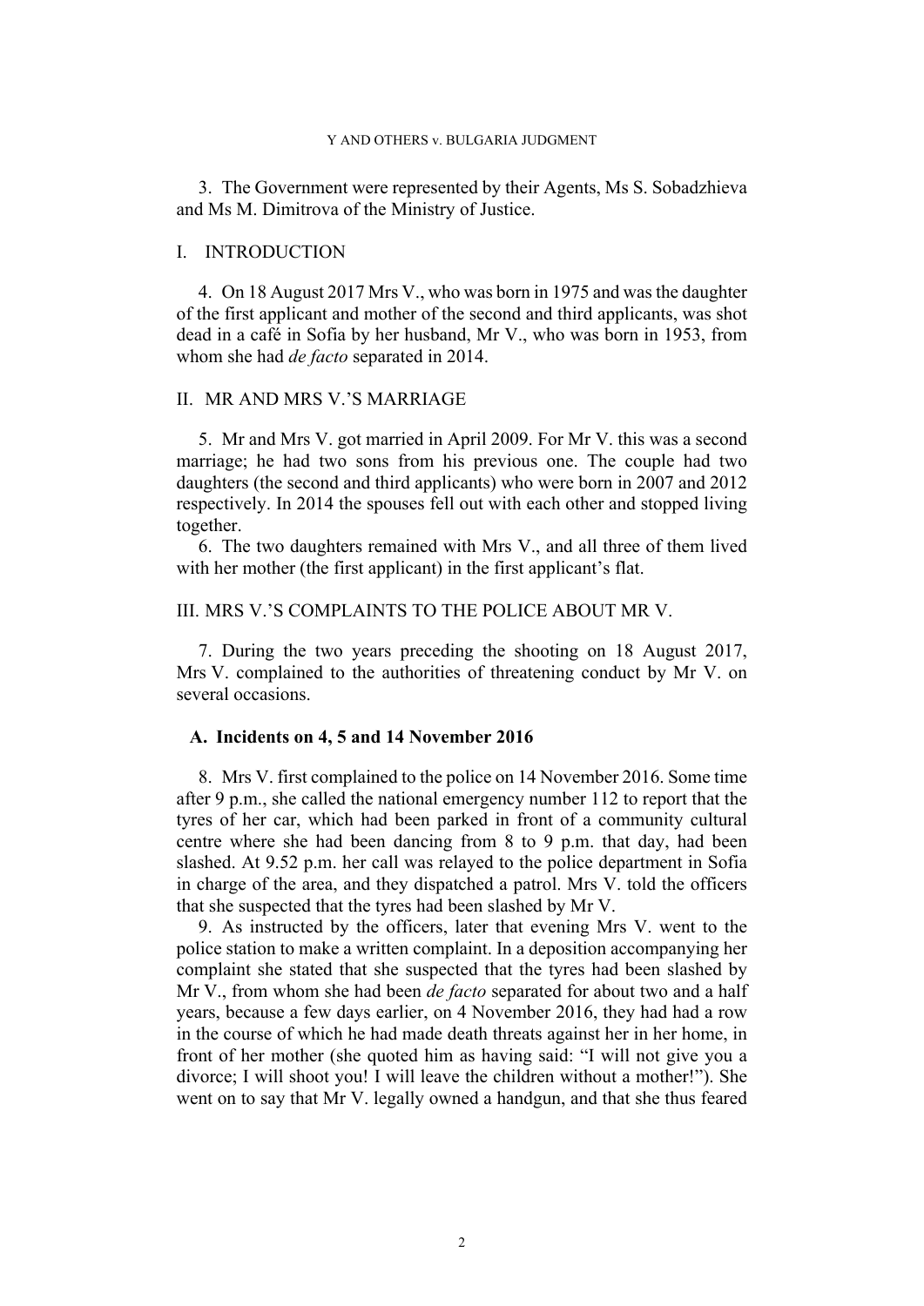3. The Government were represented by their Agents, Ms S. Sobadzhieva and Ms M. Dimitrova of the Ministry of Justice.

## I. INTRODUCTION

4. On 18 August 2017 Mrs V., who was born in 1975 and was the daughter of the first applicant and mother of the second and third applicants, was shot dead in a café in Sofia by her husband, Mr V., who was born in 1953, from whom she had *de facto* separated in 2014.

## II. MR AND MRS V.'S MARRIAGE

5. Mr and Mrs V. got married in April 2009. For Mr V. this was a second marriage; he had two sons from his previous one. The couple had two daughters (the second and third applicants) who were born in 2007 and 2012 respectively. In 2014 the spouses fell out with each other and stopped living together.

6. The two daughters remained with Mrs V., and all three of them lived with her mother (the first applicant) in the first applicant's flat.

## III. MRS V.'S COMPLAINTS TO THE POLICE ABOUT MR V.

7. During the two years preceding the shooting on 18 August 2017, Mrs V. complained to the authorities of threatening conduct by Mr V. on several occasions.

### A. Incidents on 4, 5 and 14 November 2016

8. Mrs V. first complained to the police on 14 November 2016. Some time after 9 p.m., she called the national emergency number 112 to report that the tyres of her car, which had been parked in front of a community cultural centre where she had been dancing from 8 to 9 p.m. that day, had been slashed. At 9.52 p.m. her call was relayed to the police department in Sofia in charge of the area, and they dispatched a patrol. Mrs V. told the officers that she suspected that the tyres had been slashed by Mr V.

9. As instructed by the officers, later that evening Mrs V. went to the police station to make a written complaint. In a deposition accompanying her complaint she stated that she suspected that the tyres had been slashed by Mr V., from whom she had been *de facto* separated for about two and a half years, because a few days earlier, on 4 November 2016, they had had a row in the course of which he had made death threats against her in her home, in front of her mother (she quoted him as having said: "I will not give you a divorce; I will shoot you! I will leave the children without a mother!"). She went on to say that Mr V. legally owned a handgun, and that she thus feared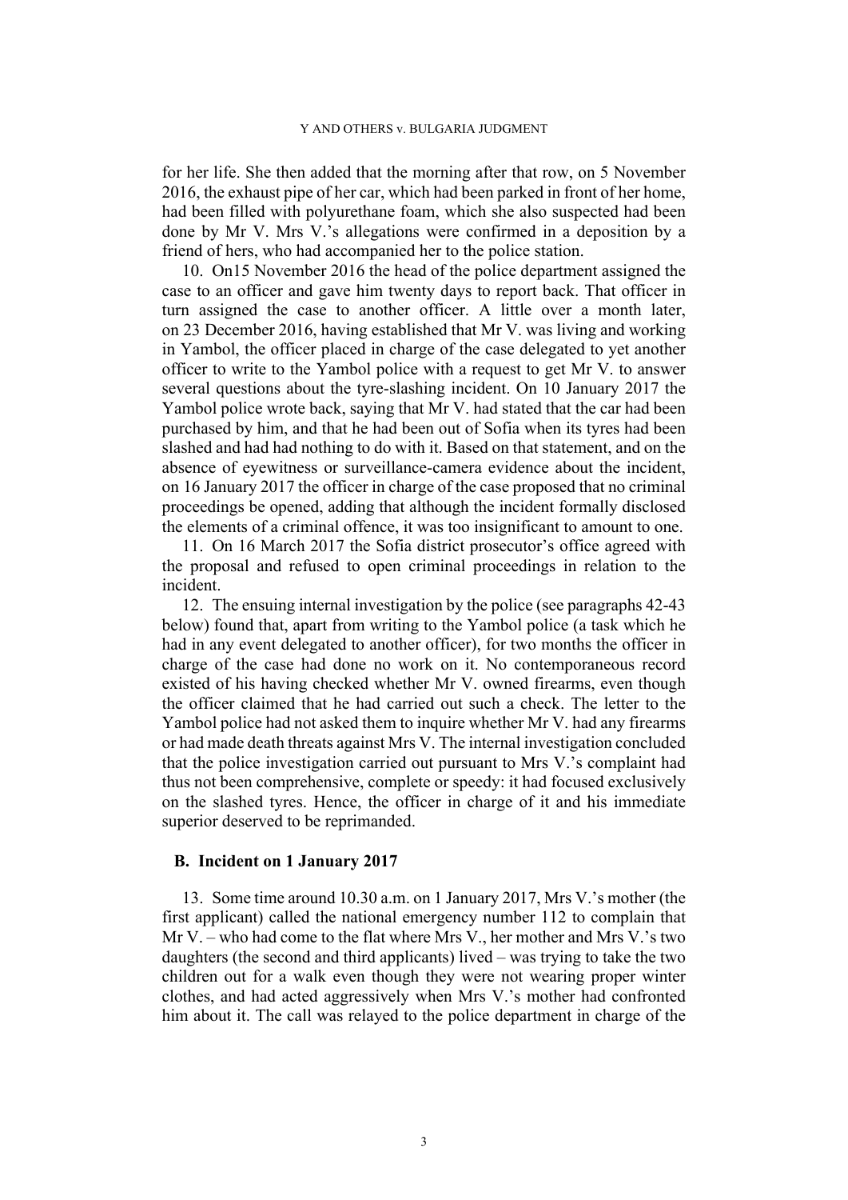for her life. She then added that the morning after that row, on 5 November 2016, the exhaust pipe of her car, which had been parked in front of her home, had been filled with polyurethane foam, which she also suspected had been done by Mr V. Mrs V.'s allegations were confirmed in a deposition by a friend of hers, who had accompanied her to the police station.

10. On15 November 2016 the head of the police department assigned the case to an officer and gave him twenty days to report back. That officer in turn assigned the case to another officer. A little over a month later, on 23 December 2016, having established that Mr V. was living and working in Yambol, the officer placed in charge of the case delegated to yet another officer to write to the Yambol police with a request to get Mr V. to answer several questions about the tyre-slashing incident. On 10 January 2017 the Yambol police wrote back, saying that Mr V. had stated that the car had been purchased by him, and that he had been out of Sofia when its tyres had been slashed and had had nothing to do with it. Based on that statement, and on the absence of eyewitness or surveillance-camera evidence about the incident, on 16 January 2017 the officer in charge of the case proposed that no criminal proceedings be opened, adding that although the incident formally disclosed the elements of a criminal offence, it was too insignificant to amount to one.

11. On 16 March 2017 the Sofia district prosecutor's office agreed with the proposal and refused to open criminal proceedings in relation to the incident.

12. The ensuing internal investigation by the police (see paragraphs 42-43 below) found that, apart from writing to the Yambol police (a task which he had in any event delegated to another officer), for two months the officer in charge of the case had done no work on it. No contemporaneous record existed of his having checked whether Mr V. owned firearms, even though the officer claimed that he had carried out such a check. The letter to the Yambol police had not asked them to inquire whether Mr V. had any firearms or had made death threats against Mrs V. The internal investigation concluded that the police investigation carried out pursuant to Mrs V.'s complaint had thus not been comprehensive, complete or speedy: it had focused exclusively on the slashed tyres. Hence, the officer in charge of it and his immediate superior deserved to be reprimanded.

## B. Incident on 1 January 2017

13. Some time around 10.30 a.m. on 1 January 2017, Mrs V.'s mother (the first applicant) called the national emergency number 112 to complain that Mr V. – who had come to the flat where Mrs V., her mother and Mrs V.'s two daughters (the second and third applicants) lived – was trying to take the two children out for a walk even though they were not wearing proper winter clothes, and had acted aggressively when Mrs V.'s mother had confronted him about it. The call was relayed to the police department in charge of the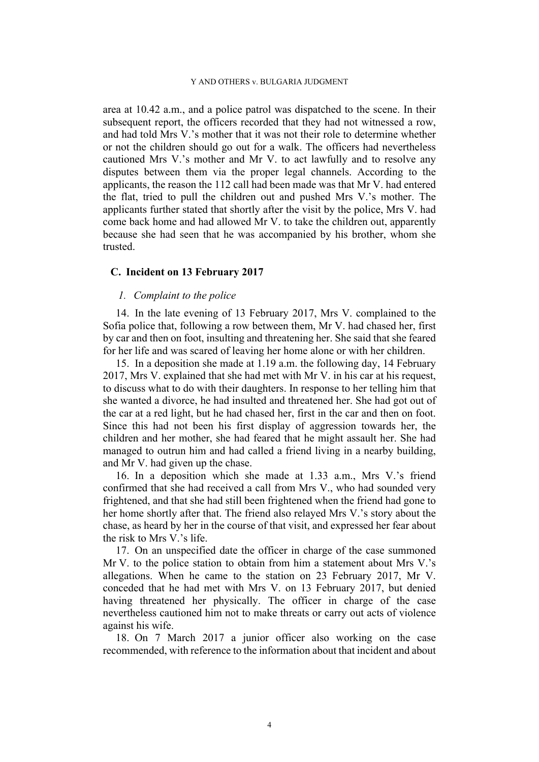area at 10.42 a.m., and a police patrol was dispatched to the scene. In their subsequent report, the officers recorded that they had not witnessed a row, and had told Mrs V.'s mother that it was not their role to determine whether or not the children should go out for a walk. The officers had nevertheless cautioned Mrs V.'s mother and Mr V. to act lawfully and to resolve any disputes between them via the proper legal channels. According to the applicants, the reason the 112 call had been made was that Mr V. had entered the flat, tried to pull the children out and pushed Mrs V.'s mother. The applicants further stated that shortly after the visit by the police, Mrs V. had come back home and had allowed Mr V. to take the children out, apparently because she had seen that he was accompanied by his brother, whom she trusted.

## C. Incident on 13 February 2017

### *1. Complaint to the police*

14. In the late evening of 13 February 2017, Mrs V. complained to the Sofia police that, following a row between them, Mr V. had chased her, first by car and then on foot, insulting and threatening her. She said that she feared for her life and was scared of leaving her home alone or with her children.

15. In a deposition she made at 1.19 a.m. the following day, 14 February 2017, Mrs V. explained that she had met with Mr V. in his car at his request, to discuss what to do with their daughters. In response to her telling him that she wanted a divorce, he had insulted and threatened her. She had got out of the car at a red light, but he had chased her, first in the car and then on foot. Since this had not been his first display of aggression towards her, the children and her mother, she had feared that he might assault her. She had managed to outrun him and had called a friend living in a nearby building, and Mr V. had given up the chase.

16. In a deposition which she made at 1.33 a.m., Mrs V.'s friend confirmed that she had received a call from Mrs V., who had sounded very frightened, and that she had still been frightened when the friend had gone to her home shortly after that. The friend also relayed Mrs V.'s story about the chase, as heard by her in the course of that visit, and expressed her fear about the risk to Mrs V.'s life.

17. On an unspecified date the officer in charge of the case summoned Mr V. to the police station to obtain from him a statement about Mrs V.'s allegations. When he came to the station on 23 February 2017, Mr V. conceded that he had met with Mrs V. on 13 February 2017, but denied having threatened her physically. The officer in charge of the case nevertheless cautioned him not to make threats or carry out acts of violence against his wife.

18. On 7 March 2017 a junior officer also working on the case recommended, with reference to the information about that incident and about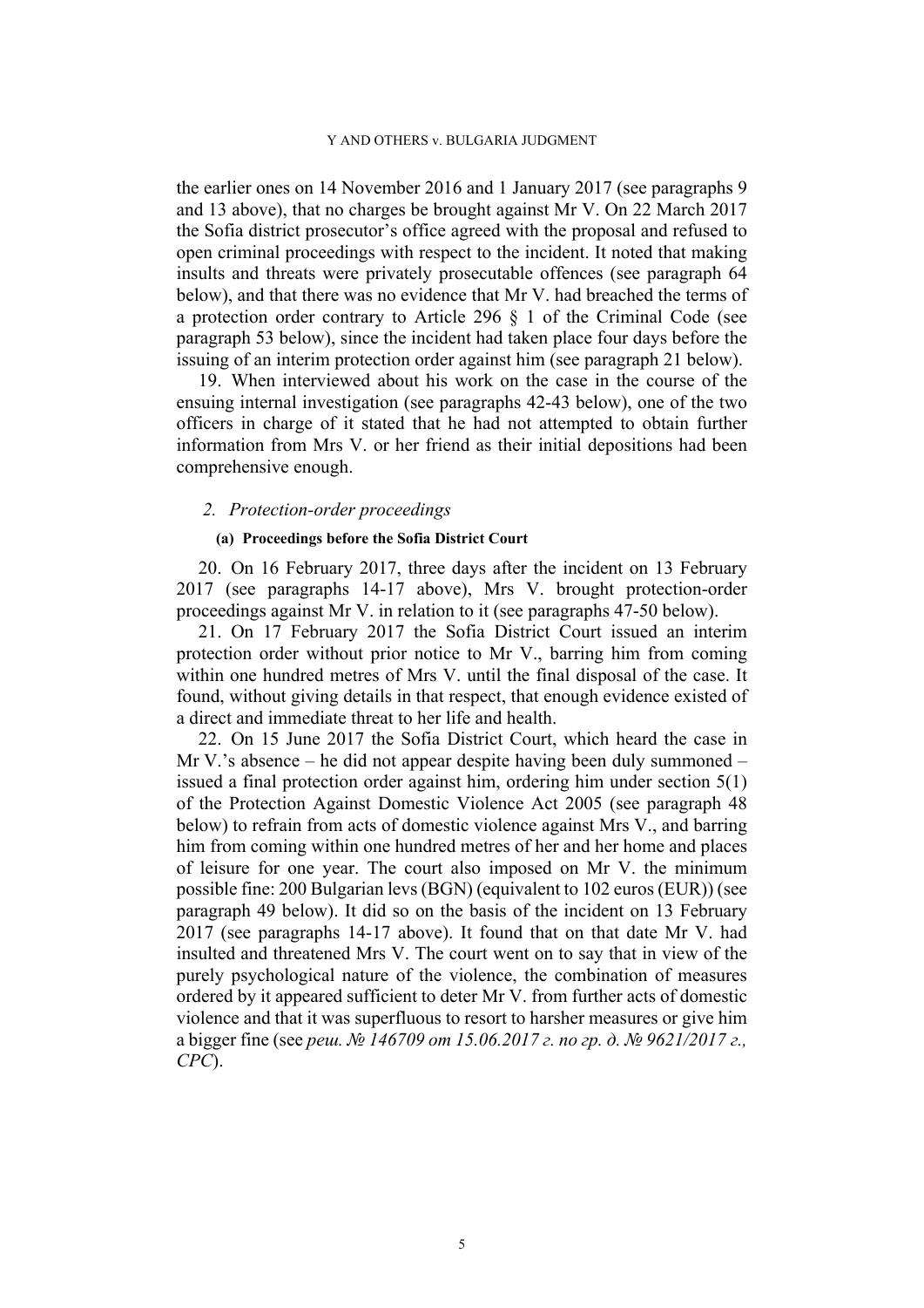the earlier ones on 14 November 2016 and 1 January 2017 (see paragraphs 9 and 13 above), that no charges be brought against Mr V. On 22 March 2017 the Sofia district prosecutor's office agreed with the proposal and refused to open criminal proceedings with respect to the incident. It noted that making insults and threats were privately prosecutable offences (see paragraph 64 below), and that there was no evidence that Mr V. had breached the terms of a protection order contrary to Article 296 § 1 of the Criminal Code (see paragraph 53 below), since the incident had taken place four days before the issuing of an interim protection order against him (see paragraph 21 below).

19. When interviewed about his work on the case in the course of the ensuing internal investigation (see paragraphs 42-43 below), one of the two officers in charge of it stated that he had not attempted to obtain further information from Mrs V. or her friend as their initial depositions had been comprehensive enough.

### *2. Protection-order proceedings*

#### (a) Proceedings before the Sofia District Court

20. On 16 February 2017, three days after the incident on 13 February 2017 (see paragraphs 14-17 above), Mrs V. brought protection-order proceedings against Mr V. in relation to it (see paragraphs 47-50 below).

21. On 17 February 2017 the Sofia District Court issued an interim protection order without prior notice to Mr V., barring him from coming within one hundred metres of Mrs V. until the final disposal of the case. It found, without giving details in that respect, that enough evidence existed of a direct and immediate threat to her life and health.

22. On 15 June 2017 the Sofia District Court, which heard the case in Mr V.'s absence – he did not appear despite having been duly summoned – issued a final protection order against him, ordering him under section 5(1) of the Protection Against Domestic Violence Act 2005 (see paragraph 48 below) to refrain from acts of domestic violence against Mrs V., and barring him from coming within one hundred metres of her and her home and places of leisure for one year. The court also imposed on Mr V. the minimum possible fine: 200 Bulgarian levs (BGN) (equivalent to 102 euros (EUR)) (see paragraph 49 below). It did so on the basis of the incident on 13 February 2017 (see paragraphs 14-17 above). It found that on that date Mr V. had insulted and threatened Mrs V. The court went on to say that in view of the purely psychological nature of the violence, the combination of measures ordered by it appeared sufficient to deter Mr V. from further acts of domestic violence and that it was superfluous to resort to harsher measures or give him a bigger fine (see *реш. № 146709 от 15.06.2017 г. по гр. д. № 9621/2017 г., СРС*).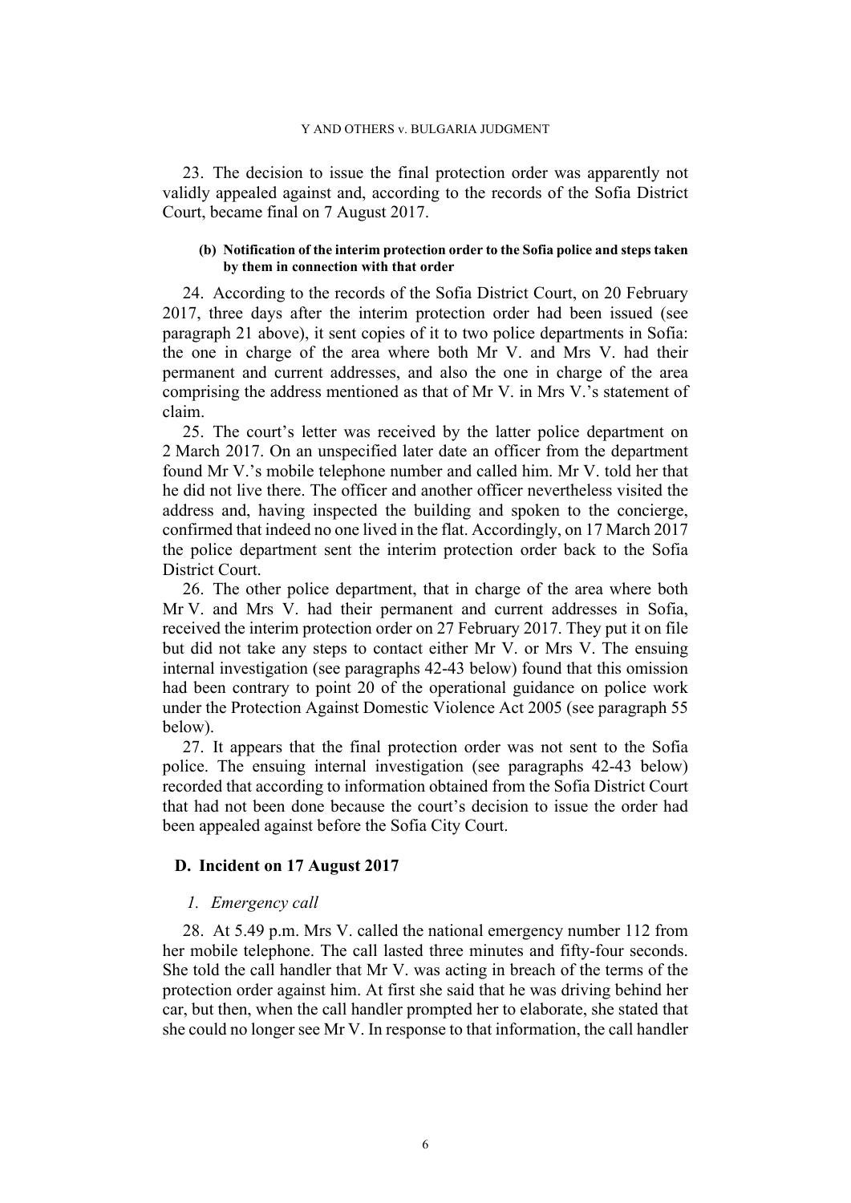23. The decision to issue the final protection order was apparently not validly appealed against and, according to the records of the Sofia District Court, became final on 7 August 2017.

#### (b) Notification of the interim protection order to the Sofia police and steps taken by them in connection with that order

24. According to the records of the Sofia District Court, on 20 February 2017, three days after the interim protection order had been issued (see paragraph 21 above), it sent copies of it to two police departments in Sofia: the one in charge of the area where both Mr V. and Mrs V. had their permanent and current addresses, and also the one in charge of the area comprising the address mentioned as that of Mr V. in Mrs V.'s statement of claim.

25. The court's letter was received by the latter police department on 2 March 2017. On an unspecified later date an officer from the department found Mr V.'s mobile telephone number and called him. Mr V. told her that he did not live there. The officer and another officer nevertheless visited the address and, having inspected the building and spoken to the concierge, confirmed that indeed no one lived in the flat. Accordingly, on 17 March 2017 the police department sent the interim protection order back to the Sofia District Court.

26. The other police department, that in charge of the area where both Mr V. and Mrs V. had their permanent and current addresses in Sofia, received the interim protection order on 27 February 2017. They put it on file but did not take any steps to contact either Mr V. or Mrs V. The ensuing internal investigation (see paragraphs 42-43 below) found that this omission had been contrary to point 20 of the operational guidance on police work under the Protection Against Domestic Violence Act 2005 (see paragraph 55 below).

27. It appears that the final protection order was not sent to the Sofia police. The ensuing internal investigation (see paragraphs 42-43 below) recorded that according to information obtained from the Sofia District Court that had not been done because the court's decision to issue the order had been appealed against before the Sofia City Court.

## D. Incident on 17 August 2017

### *1. Emergency call*

28. At 5.49 p.m. Mrs V. called the national emergency number 112 from her mobile telephone. The call lasted three minutes and fifty-four seconds. She told the call handler that Mr V. was acting in breach of the terms of the protection order against him. At first she said that he was driving behind her car, but then, when the call handler prompted her to elaborate, she stated that she could no longer see Mr V. In response to that information, the call handler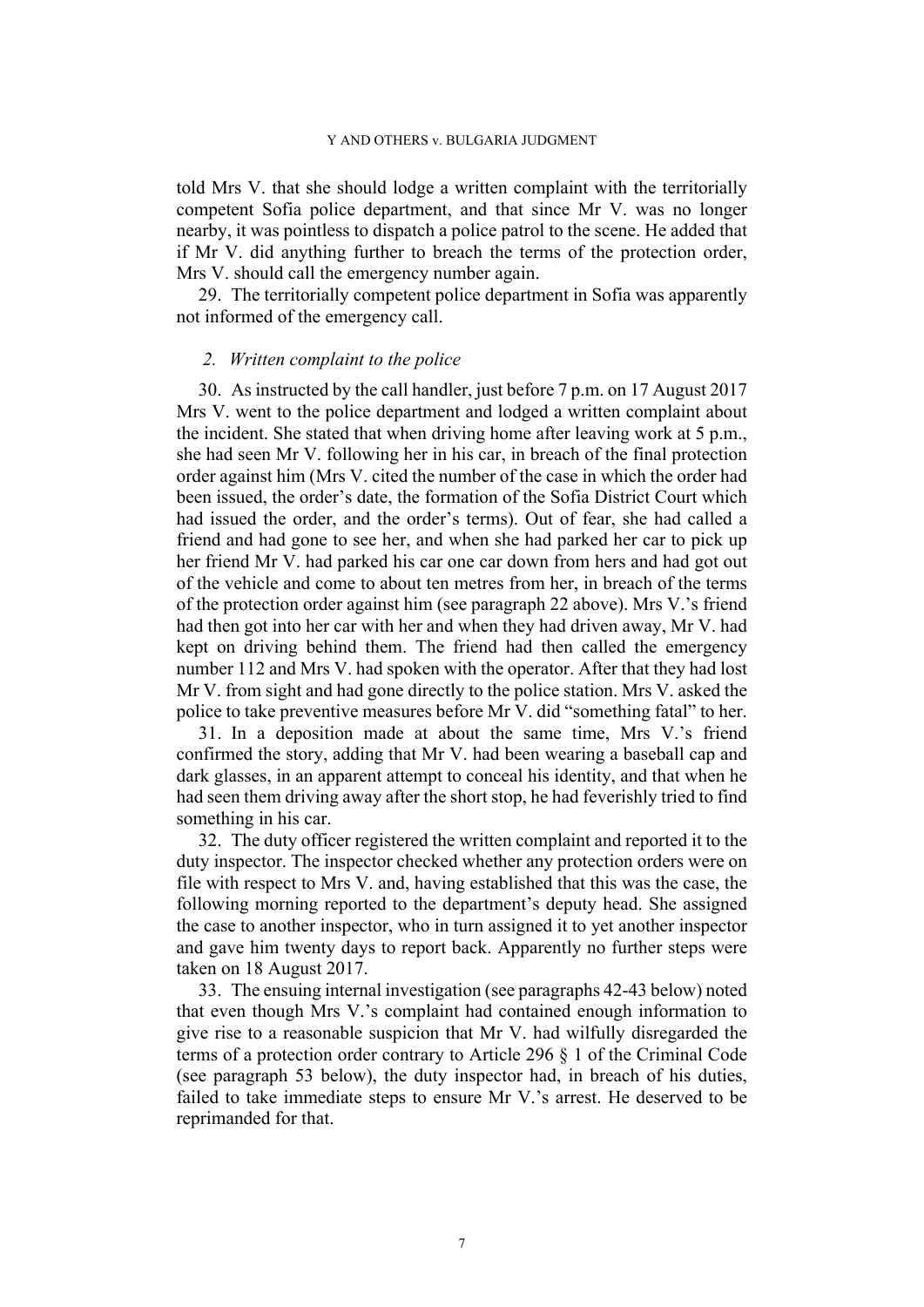told Mrs V. that she should lodge a written complaint with the territorially competent Sofia police department, and that since Mr V. was no longer nearby, it was pointless to dispatch a police patrol to the scene. He added that if Mr V. did anything further to breach the terms of the protection order, Mrs V. should call the emergency number again.

29. The territorially competent police department in Sofia was apparently not informed of the emergency call.

### *2. Written complaint to the police*

30. As instructed by the call handler, just before 7 p.m. on 17 August 2017 Mrs V. went to the police department and lodged a written complaint about the incident. She stated that when driving home after leaving work at 5 p.m., she had seen Mr V. following her in his car, in breach of the final protection order against him (Mrs V. cited the number of the case in which the order had been issued, the order's date, the formation of the Sofia District Court which had issued the order, and the order's terms). Out of fear, she had called a friend and had gone to see her, and when she had parked her car to pick up her friend Mr V. had parked his car one car down from hers and had got out of the vehicle and come to about ten metres from her, in breach of the terms of the protection order against him (see paragraph 22 above). Mrs V.'s friend had then got into her car with her and when they had driven away, Mr V. had kept on driving behind them. The friend had then called the emergency number 112 and Mrs V. had spoken with the operator. After that they had lost Mr V. from sight and had gone directly to the police station. Mrs V. asked the police to take preventive measures before Mr V. did "something fatal" to her.

31. In a deposition made at about the same time, Mrs V.'s friend confirmed the story, adding that Mr V. had been wearing a baseball cap and dark glasses, in an apparent attempt to conceal his identity, and that when he had seen them driving away after the short stop, he had feverishly tried to find something in his car.

32. The duty officer registered the written complaint and reported it to the duty inspector. The inspector checked whether any protection orders were on file with respect to Mrs V. and, having established that this was the case, the following morning reported to the department's deputy head. She assigned the case to another inspector, who in turn assigned it to yet another inspector and gave him twenty days to report back. Apparently no further steps were taken on 18 August 2017.

33. The ensuing internal investigation (see paragraphs 42-43 below) noted that even though Mrs V.'s complaint had contained enough information to give rise to a reasonable suspicion that Mr V. had wilfully disregarded the terms of a protection order contrary to Article 296 § 1 of the Criminal Code (see paragraph 53 below), the duty inspector had, in breach of his duties, failed to take immediate steps to ensure Mr V.'s arrest. He deserved to be reprimanded for that.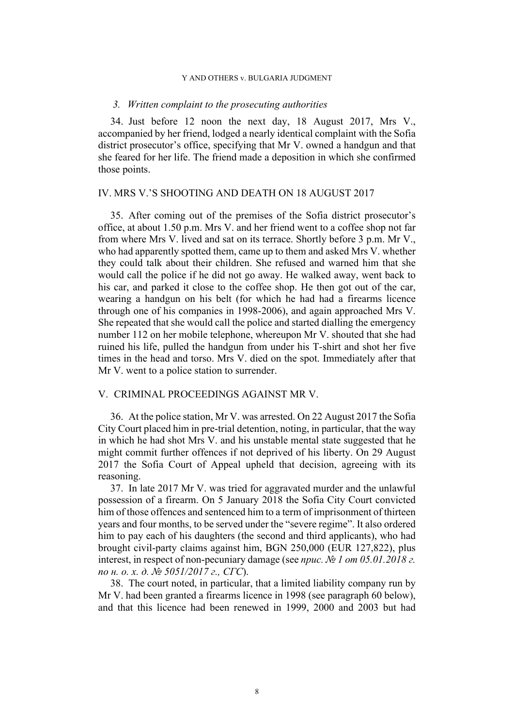### *3. Written complaint to the prosecuting authorities*

34. Just before 12 noon the next day, 18 August 2017, Mrs V., accompanied by her friend, lodged a nearly identical complaint with the Sofia district prosecutor's office, specifying that Mr V. owned a handgun and that she feared for her life. The friend made a deposition in which she confirmed those points.

## IV. MRS V.'S SHOOTING AND DEATH ON 18 AUGUST 2017

35. After coming out of the premises of the Sofia district prosecutor's office, at about 1.50 p.m. Mrs V. and her friend went to a coffee shop not far from where Mrs V. lived and sat on its terrace. Shortly before 3 p.m. Mr V., who had apparently spotted them, came up to them and asked Mrs V. whether they could talk about their children. She refused and warned him that she would call the police if he did not go away. He walked away, went back to his car, and parked it close to the coffee shop. He then got out of the car, wearing a handgun on his belt (for which he had had a firearms licence through one of his companies in 1998-2006), and again approached Mrs V. She repeated that she would call the police and started dialling the emergency number 112 on her mobile telephone, whereupon Mr V. shouted that she had ruined his life, pulled the handgun from under his T-shirt and shot her five times in the head and torso. Mrs V. died on the spot. Immediately after that Mr V. went to a police station to surrender.

## V. CRIMINAL PROCEEDINGS AGAINST MR V.

36. At the police station, Mr V. was arrested. On 22 August 2017 the Sofia City Court placed him in pre-trial detention, noting, in particular, that the way in which he had shot Mrs V. and his unstable mental state suggested that he might commit further offences if not deprived of his liberty. On 29 August 2017 the Sofia Court of Appeal upheld that decision, agreeing with its reasoning.

37. In late 2017 Mr V. was tried for aggravated murder and the unlawful possession of a firearm. On 5 January 2018 the Sofia City Court convicted him of those offences and sentenced him to a term of imprisonment of thirteen years and four months, to be served under the "severe regime". It also ordered him to pay each of his daughters (the second and third applicants), who had brought civil-party claims against him, BGN 250,000 (EUR 127,822), plus interest, in respect of non-pecuniary damage (see *прис. № 1 от 05.01.2018 г. по н. о. х. д. № 5051/2017 г., СГС*).

38. The court noted, in particular, that a limited liability company run by Mr V. had been granted a firearms licence in 1998 (see paragraph 60 below), and that this licence had been renewed in 1999, 2000 and 2003 but had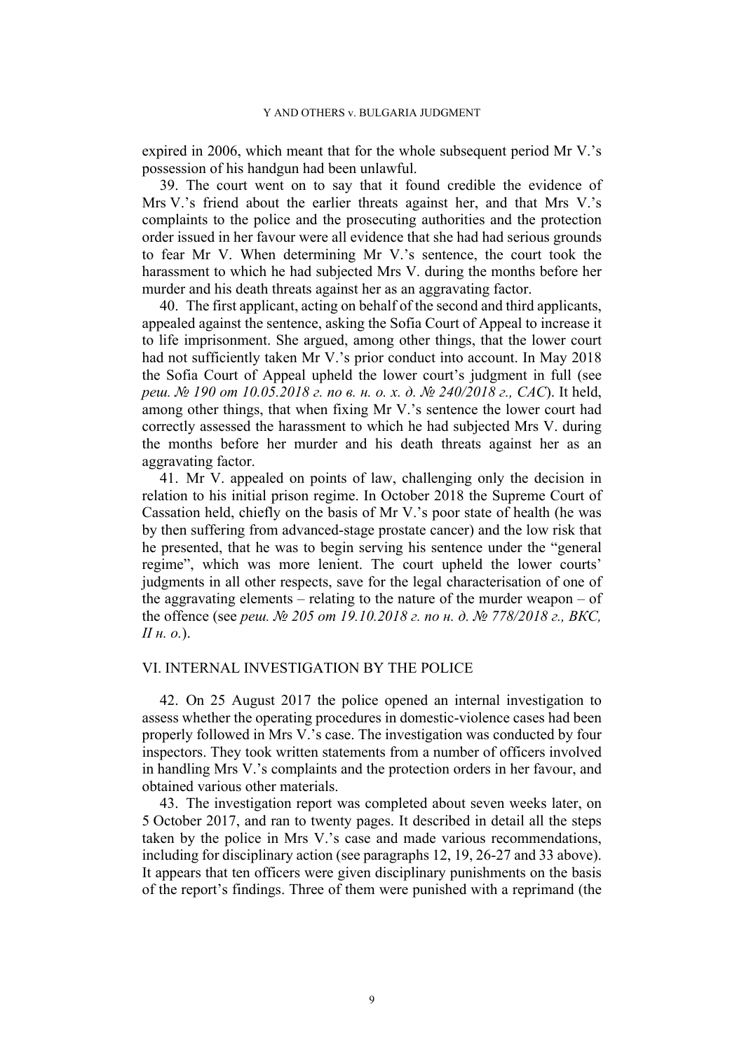expired in 2006, which meant that for the whole subsequent period Mr V.'s possession of his handgun had been unlawful.

39. The court went on to say that it found credible the evidence of Mrs V.'s friend about the earlier threats against her, and that Mrs V.'s complaints to the police and the prosecuting authorities and the protection order issued in her favour were all evidence that she had had serious grounds to fear Mr V. When determining Mr V.'s sentence, the court took the harassment to which he had subjected Mrs V. during the months before her murder and his death threats against her as an aggravating factor.

40. The first applicant, acting on behalf of the second and third applicants, appealed against the sentence, asking the Sofia Court of Appeal to increase it to life imprisonment. She argued, among other things, that the lower court had not sufficiently taken Mr V.'s prior conduct into account. In May 2018 the Sofia Court of Appeal upheld the lower court's judgment in full (see *реш. № 190 от 10.05.2018 г. по в. н. о. х. д. № 240/2018 г., САС*). It held, among other things, that when fixing Mr V.'s sentence the lower court had correctly assessed the harassment to which he had subjected Mrs V. during the months before her murder and his death threats against her as an aggravating factor.

41. Mr V. appealed on points of law, challenging only the decision in relation to his initial prison regime. In October 2018 the Supreme Court of Cassation held, chiefly on the basis of Mr V.'s poor state of health (he was by then suffering from advanced-stage prostate cancer) and the low risk that he presented, that he was to begin serving his sentence under the "general regime", which was more lenient. The court upheld the lower courts' judgments in all other respects, save for the legal characterisation of one of the aggravating elements – relating to the nature of the murder weapon – of the offence (see *реш. № 205 от 19.10.2018 г. по н. д. № 778/2018 г., ВКС, II н. о.*).

## VI. INTERNAL INVESTIGATION BY THE POLICE

42. On 25 August 2017 the police opened an internal investigation to assess whether the operating procedures in domestic-violence cases had been properly followed in Mrs V.'s case. The investigation was conducted by four inspectors. They took written statements from a number of officers involved in handling Mrs V.'s complaints and the protection orders in her favour, and obtained various other materials.

43. The investigation report was completed about seven weeks later, on 5 October 2017, and ran to twenty pages. It described in detail all the steps taken by the police in Mrs V.'s case and made various recommendations, including for disciplinary action (see paragraphs 12, 19, 26-27 and 33 above). It appears that ten officers were given disciplinary punishments on the basis of the report's findings. Three of them were punished with a reprimand (the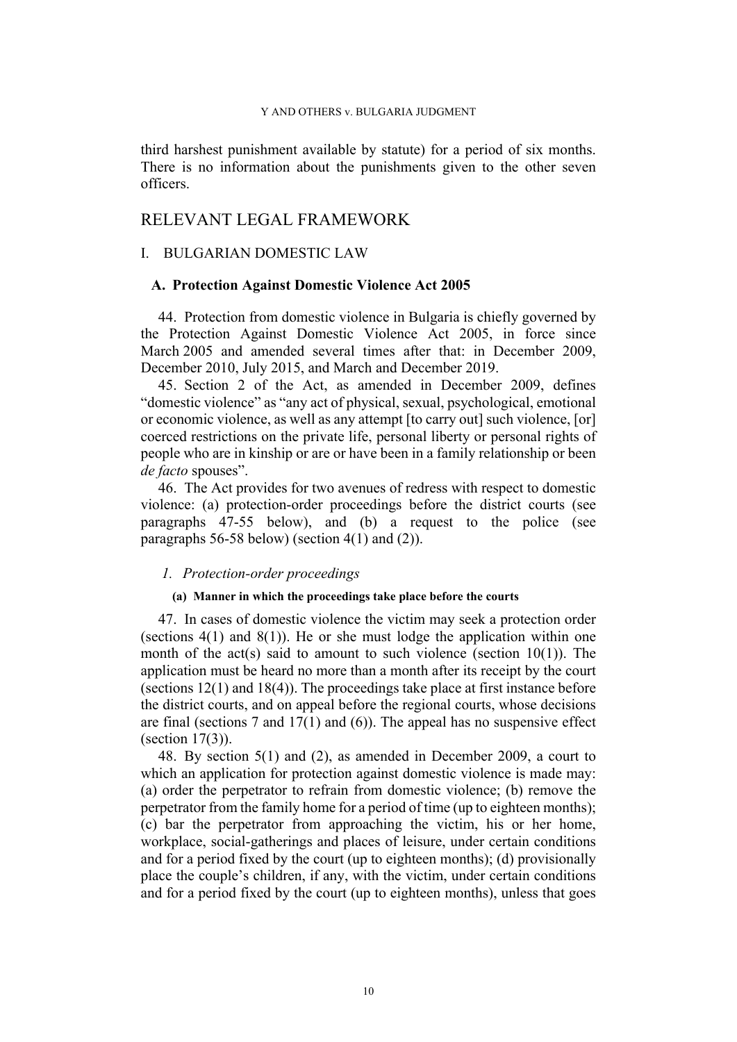third harshest punishment available by statute) for a period of six months. There is no information about the punishments given to the other seven officers.

# RELEVANT LEGAL FRAMEWORK

## I. BULGARIAN DOMESTIC LAW

### A. Protection Against Domestic Violence Act 2005

44. Protection from domestic violence in Bulgaria is chiefly governed by the Protection Against Domestic Violence Act 2005, in force since March 2005 and amended several times after that: in December 2009, December 2010, July 2015, and March and December 2019.

45. Section 2 of the Act, as amended in December 2009, defines "domestic violence" as "any act of physical, sexual, psychological, emotional or economic violence, as well as any attempt [to carry out] such violence, [or] coerced restrictions on the private life, personal liberty or personal rights of people who are in kinship or are or have been in a family relationship or been *de facto* spouses".

46. The Act provides for two avenues of redress with respect to domestic violence: (a) protection-order proceedings before the district courts (see paragraphs 47-55 below), and (b) a request to the police (see paragraphs 56-58 below) (section 4(1) and (2)).

#### *1. Protection-order proceedings*

##### (a) Manner in which the proceedings take place before the courts

47. In cases of domestic violence the victim may seek a protection order (sections 4(1) and 8(1)). He or she must lodge the application within one month of the act(s) said to amount to such violence (section 10(1)). The application must be heard no more than a month after its receipt by the court (sections 12(1) and 18(4)). The proceedings take place at first instance before the district courts, and on appeal before the regional courts, whose decisions are final (sections 7 and 17(1) and (6)). The appeal has no suspensive effect (section 17(3)).

48. By section 5(1) and (2), as amended in December 2009, a court to which an application for protection against domestic violence is made may: (a) order the perpetrator to refrain from domestic violence; (b) remove the perpetrator from the family home for a period of time (up to eighteen months); (c) bar the perpetrator from approaching the victim, his or her home, workplace, social-gatherings and places of leisure, under certain conditions and for a period fixed by the court (up to eighteen months); (d) provisionally place the couple's children, if any, with the victim, under certain conditions and for a period fixed by the court (up to eighteen months), unless that goes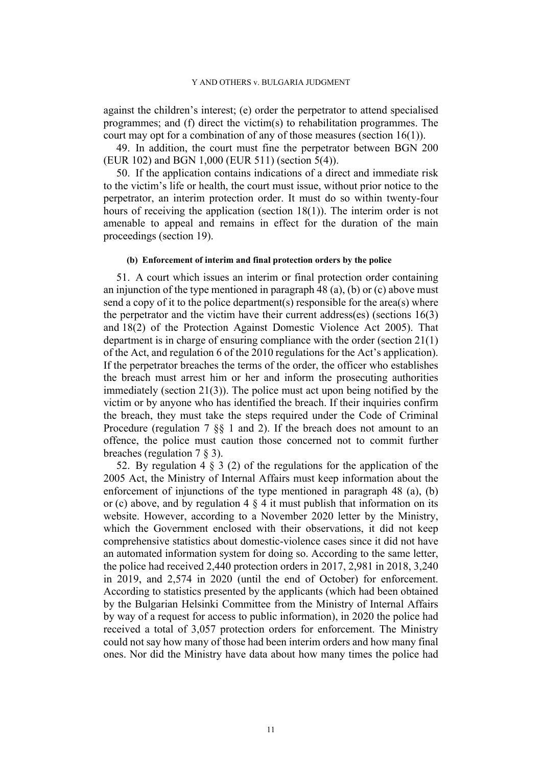against the children's interest; (e) order the perpetrator to attend specialised programmes; and (f) direct the victim(s) to rehabilitation programmes. The court may opt for a combination of any of those measures (section 16(1)).

49. In addition, the court must fine the perpetrator between BGN 200 (EUR 102) and BGN 1,000 (EUR 511) (section 5(4)).

50. If the application contains indications of a direct and immediate risk to the victim's life or health, the court must issue, without prior notice to the perpetrator, an interim protection order. It must do so within twenty-four hours of receiving the application (section 18(1)). The interim order is not amenable to appeal and remains in effect for the duration of the main proceedings (section 19).

#### (b) Enforcement of interim and final protection orders by the police

51. A court which issues an interim or final protection order containing an injunction of the type mentioned in paragraph 48 (a), (b) or (c) above must send a copy of it to the police department(s) responsible for the area(s) where the perpetrator and the victim have their current address(es) (sections 16(3) and 18(2) of the Protection Against Domestic Violence Act 2005). That department is in charge of ensuring compliance with the order (section 21(1) of the Act, and regulation 6 of the 2010 regulations for the Act's application). If the perpetrator breaches the terms of the order, the officer who establishes the breach must arrest him or her and inform the prosecuting authorities immediately (section 21(3)). The police must act upon being notified by the victim or by anyone who has identified the breach. If their inquiries confirm the breach, they must take the steps required under the Code of Criminal Procedure (regulation 7 §§ 1 and 2). If the breach does not amount to an offence, the police must caution those concerned not to commit further breaches (regulation 7 § 3).

52. By regulation 4 § 3 (2) of the regulations for the application of the 2005 Act, the Ministry of Internal Affairs must keep information about the enforcement of injunctions of the type mentioned in paragraph 48 (a), (b) or (c) above, and by regulation 4 § 4 it must publish that information on its website. However, according to a November 2020 letter by the Ministry, which the Government enclosed with their observations, it did not keep comprehensive statistics about domestic-violence cases since it did not have an automated information system for doing so. According to the same letter, the police had received 2,440 protection orders in 2017, 2,981 in 2018, 3,240 in 2019, and 2,574 in 2020 (until the end of October) for enforcement. According to statistics presented by the applicants (which had been obtained by the Bulgarian Helsinki Committee from the Ministry of Internal Affairs by way of a request for access to public information), in 2020 the police had received a total of 3,057 protection orders for enforcement. The Ministry could not say how many of those had been interim orders and how many final ones. Nor did the Ministry have data about how many times the police had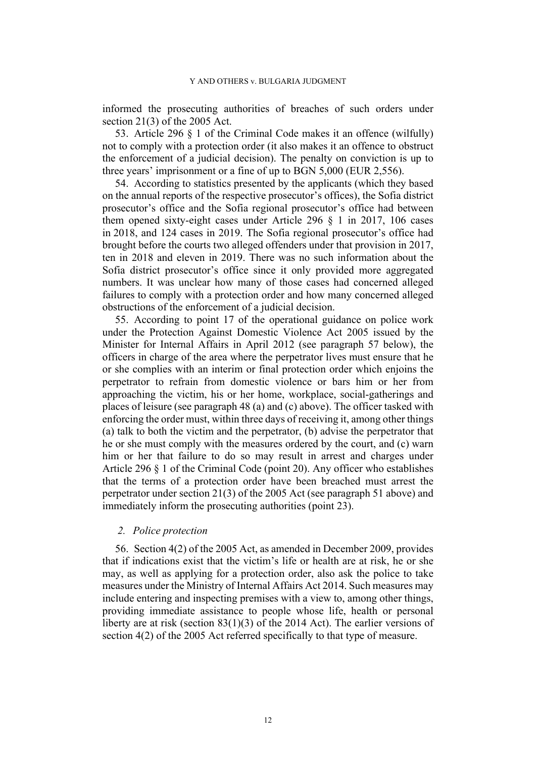informed the prosecuting authorities of breaches of such orders under section 21(3) of the 2005 Act.

53. Article 296 § 1 of the Criminal Code makes it an offence (wilfully) not to comply with a protection order (it also makes it an offence to obstruct the enforcement of a judicial decision). The penalty on conviction is up to three years' imprisonment or a fine of up to BGN 5,000 (EUR 2,556).

54. According to statistics presented by the applicants (which they based on the annual reports of the respective prosecutor's offices), the Sofia district prosecutor's office and the Sofia regional prosecutor's office had between them opened sixty-eight cases under Article 296 § 1 in 2017, 106 cases in 2018, and 124 cases in 2019. The Sofia regional prosecutor's office had brought before the courts two alleged offenders under that provision in 2017, ten in 2018 and eleven in 2019. There was no such information about the Sofia district prosecutor's office since it only provided more aggregated numbers. It was unclear how many of those cases had concerned alleged failures to comply with a protection order and how many concerned alleged obstructions of the enforcement of a judicial decision.

55. According to point 17 of the operational guidance on police work under the Protection Against Domestic Violence Act 2005 issued by the Minister for Internal Affairs in April 2012 (see paragraph 57 below), the officers in charge of the area where the perpetrator lives must ensure that he or she complies with an interim or final protection order which enjoins the perpetrator to refrain from domestic violence or bars him or her from approaching the victim, his or her home, workplace, social-gatherings and places of leisure (see paragraph 48 (a) and (c) above). The officer tasked with enforcing the order must, within three days of receiving it, among other things (a) talk to both the victim and the perpetrator, (b) advise the perpetrator that he or she must comply with the measures ordered by the court, and (c) warn him or her that failure to do so may result in arrest and charges under Article 296 § 1 of the Criminal Code (point 20). Any officer who establishes that the terms of a protection order have been breached must arrest the perpetrator under section 21(3) of the 2005 Act (see paragraph 51 above) and immediately inform the prosecuting authorities (point 23).

### *2. Police protection*

56. Section 4(2) of the 2005 Act, as amended in December 2009, provides that if indications exist that the victim's life or health are at risk, he or she may, as well as applying for a protection order, also ask the police to take measures under the Ministry of Internal Affairs Act 2014. Such measures may include entering and inspecting premises with a view to, among other things, providing immediate assistance to people whose life, health or personal liberty are at risk (section 83(1)(3) of the 2014 Act). The earlier versions of section 4(2) of the 2005 Act referred specifically to that type of measure.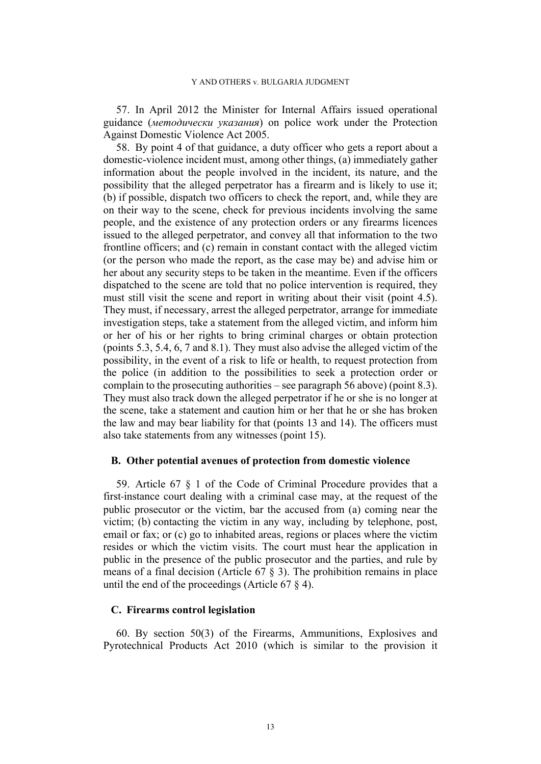57. In April 2012 the Minister for Internal Affairs issued operational guidance (*методически указания*) on police work under the Protection Against Domestic Violence Act 2005.

58. By point 4 of that guidance, a duty officer who gets a report about a domestic-violence incident must, among other things, (a) immediately gather information about the people involved in the incident, its nature, and the possibility that the alleged perpetrator has a firearm and is likely to use it; (b) if possible, dispatch two officers to check the report, and, while they are on their way to the scene, check for previous incidents involving the same people, and the existence of any protection orders or any firearms licences issued to the alleged perpetrator, and convey all that information to the two frontline officers; and (c) remain in constant contact with the alleged victim (or the person who made the report, as the case may be) and advise him or her about any security steps to be taken in the meantime. Even if the officers dispatched to the scene are told that no police intervention is required, they must still visit the scene and report in writing about their visit (point 4.5). They must, if necessary, arrest the alleged perpetrator, arrange for immediate investigation steps, take a statement from the alleged victim, and inform him or her of his or her rights to bring criminal charges or obtain protection (points 5.3, 5.4, 6, 7 and 8.1). They must also advise the alleged victim of the possibility, in the event of a risk to life or health, to request protection from the police (in addition to the possibilities to seek a protection order or complain to the prosecuting authorities – see paragraph 56 above) (point 8.3). They must also track down the alleged perpetrator if he or she is no longer at the scene, take a statement and caution him or her that he or she has broken the law and may bear liability for that (points 13 and 14). The officers must also take statements from any witnesses (point 15).

## B. Other potential avenues of protection from domestic violence

59. Article 67 § 1 of the Code of Criminal Procedure provides that a first-instance court dealing with a criminal case may, at the request of the public prosecutor or the victim, bar the accused from (a) coming near the victim; (b) contacting the victim in any way, including by telephone, post, email or fax; or (c) go to inhabited areas, regions or places where the victim resides or which the victim visits. The court must hear the application in public in the presence of the public prosecutor and the parties, and rule by means of a final decision (Article 67 § 3). The prohibition remains in place until the end of the proceedings (Article 67 § 4).

## C. Firearms control legislation

60. By section 50(3) of the Firearms, Ammunitions, Explosives and Pyrotechnical Products Act 2010 (which is similar to the provision it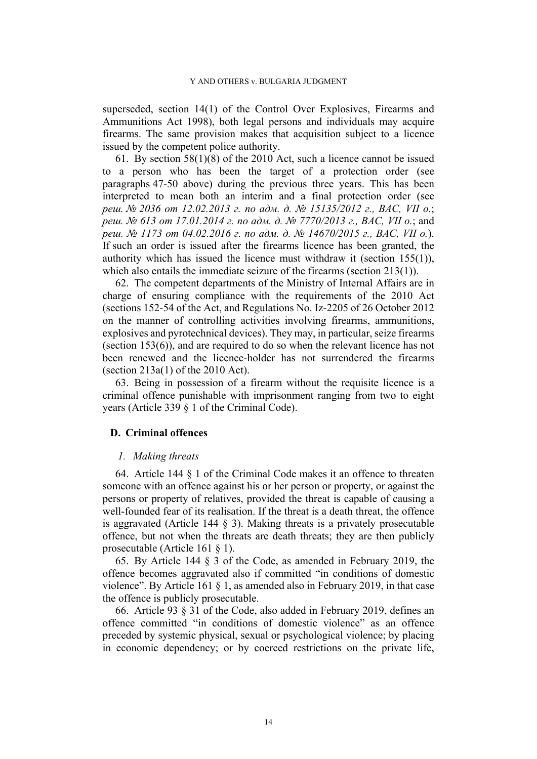superseded, section 14(1) of the Control Over Explosives, Firearms and Ammunitions Act 1998), both legal persons and individuals may acquire firearms. The same provision makes that acquisition subject to a licence issued by the competent police authority.

61. By section 58(1)(8) of the 2010 Act, such a licence cannot be issued to a person who has been the target of a protection order (see paragraphs 47-50 above) during the previous three years. This has been interpreted to mean both an interim and a final protection order (see *реш. № 2036 от 12.02.2013 г. по адм. д. № 15135/2012 г., ВАС, VII о.*; *реш. № 613 от 17.01.2014 г. по адм. д. № 7770/2013 г., ВАС, VII о.*; and *реш. № 1173 от 04.02.2016 г. по адм. д. № 14670/2015 г., ВАС, VII о.*). If such an order is issued after the firearms licence has been granted, the authority which has issued the licence must withdraw it (section 155(1)), which also entails the immediate seizure of the firearms (section 213(1)).

62. The competent departments of the Ministry of Internal Affairs are in charge of ensuring compliance with the requirements of the 2010 Act (sections 152-54 of the Act, and Regulations No. Iz-2205 of 26 October 2012 on the manner of controlling activities involving firearms, ammunitions, explosives and pyrotechnical devices). They may, in particular, seize firearms (section 153(6)), and are required to do so when the relevant licence has not been renewed and the licence-holder has not surrendered the firearms (section 213a(1) of the 2010 Act).

63. Being in possession of a firearm without the requisite licence is a criminal offence punishable with imprisonment ranging from two to eight years (Article 339 § 1 of the Criminal Code).

## D. Criminal offences

### *1. Making threats*

64. Article 144 § 1 of the Criminal Code makes it an offence to threaten someone with an offence against his or her person or property, or against the persons or property of relatives, provided the threat is capable of causing a well-founded fear of its realisation. If the threat is a death threat, the offence is aggravated (Article 144 § 3). Making threats is a privately prosecutable offence, but not when the threats are death threats; they are then publicly prosecutable (Article 161 § 1).

65. By Article 144 § 3 of the Code, as amended in February 2019, the offence becomes aggravated also if committed "in conditions of domestic violence". By Article 161 § 1, as amended also in February 2019, in that case the offence is publicly prosecutable.

66. Article 93 § 31 of the Code, also added in February 2019, defines an offence committed "in conditions of domestic violence" as an offence preceded by systemic physical, sexual or psychological violence; by placing in economic dependency; or by coerced restrictions on the private life,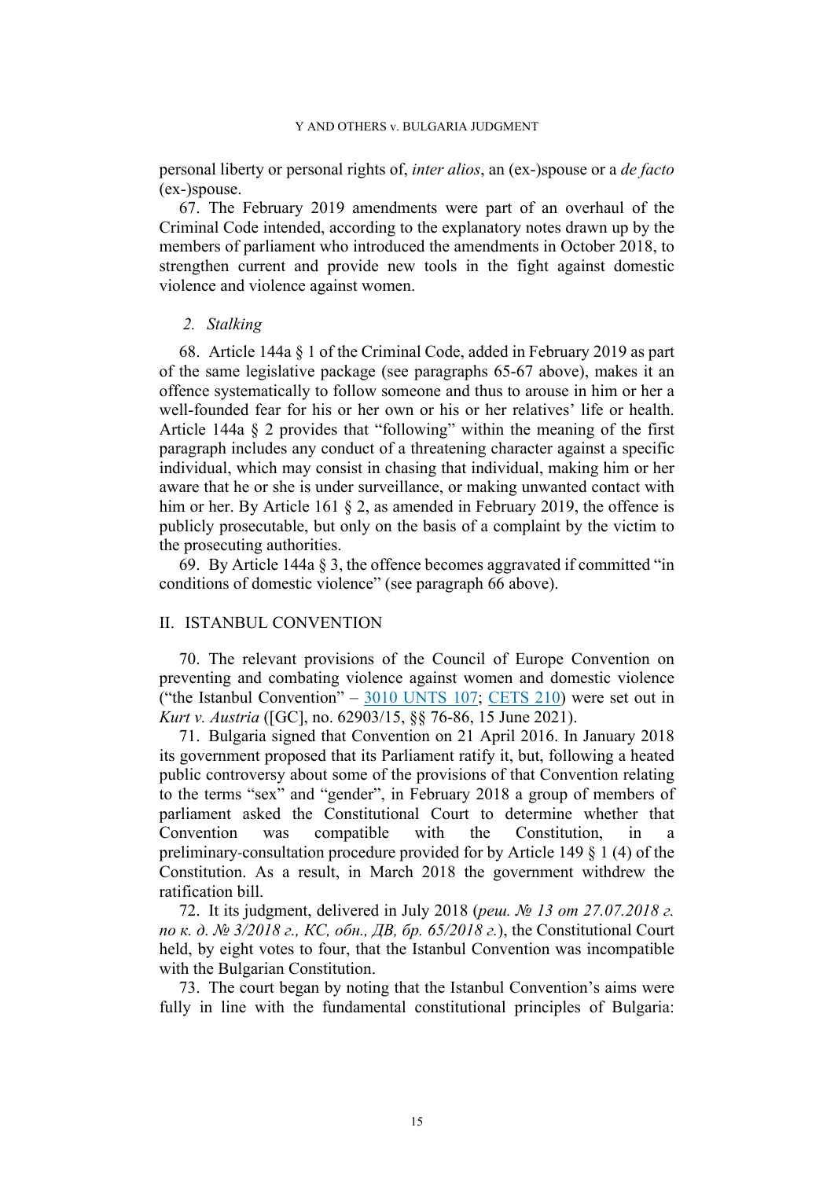personal liberty or personal rights of, *inter alios*, an (ex-)spouse or a *de facto* (ex-)spouse.

67. The February 2019 amendments were part of an overhaul of the Criminal Code intended, according to the explanatory notes drawn up by the members of parliament who introduced the amendments in October 2018, to strengthen current and provide new tools in the fight against domestic violence and violence against women.

### *2. Stalking*

68. Article 144a § 1 of the Criminal Code, added in February 2019 as part of the same legislative package (see paragraphs 65-67 above), makes it an offence systematically to follow someone and thus to arouse in him or her a well-founded fear for his or her own or his or her relatives' life or health. Article 144a § 2 provides that "following" within the meaning of the first paragraph includes any conduct of a threatening character against a specific individual, which may consist in chasing that individual, making him or her aware that he or she is under surveillance, or making unwanted contact with him or her. By Article 161 § 2, as amended in February 2019, the offence is publicly prosecutable, but only on the basis of a complaint by the victim to the prosecuting authorities.

69. By Article 144a § 3, the offence becomes aggravated if committed "in conditions of domestic violence" (see paragraph 66 above).

## II. ISTANBUL CONVENTION

70. The relevant provisions of the Council of Europe Convention on preventing and combating violence against women and domestic violence ("the Istanbul Convention" – 3010 UNTS 107; CETS 210) were set out in *Kurt v. Austria* ([GC], no. 62903/15, §§ 76-86, 15 June 2021).

71. Bulgaria signed that Convention on 21 April 2016. In January 2018 its government proposed that its Parliament ratify it, but, following a heated public controversy about some of the provisions of that Convention relating to the terms "sex" and "gender", in February 2018 a group of members of parliament asked the Constitutional Court to determine whether that Convention was compatible with the Constitution, in a preliminary-consultation procedure provided for by Article 149 § 1 (4) of the Constitution. As a result, in March 2018 the government withdrew the ratification bill.

72. It its judgment, delivered in July 2018 (*реш. № 13 от 27.07.2018 г. по к. д. № 3/2018 г., КС, обн., ДВ, бр. 65/2018 г.*), the Constitutional Court held, by eight votes to four, that the Istanbul Convention was incompatible with the Bulgarian Constitution.

73. The court began by noting that the Istanbul Convention's aims were fully in line with the fundamental constitutional principles of Bulgaria: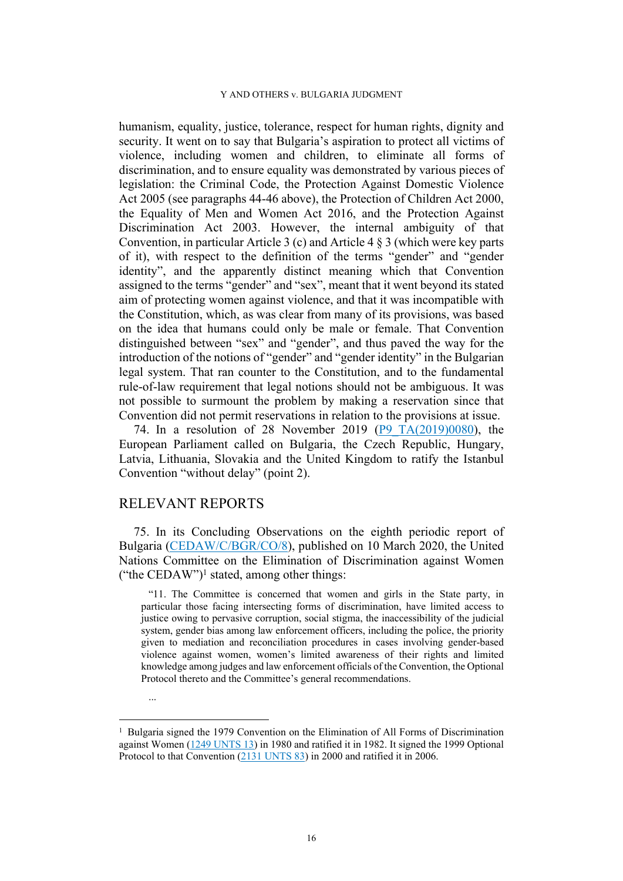humanism, equality, justice, tolerance, respect for human rights, dignity and security. It went on to say that Bulgaria's aspiration to protect all victims of violence, including women and children, to eliminate all forms of discrimination, and to ensure equality was demonstrated by various pieces of legislation: the Criminal Code, the Protection Against Domestic Violence Act 2005 (see paragraphs 44-46 above), the Protection of Children Act 2000, the Equality of Men and Women Act 2016, and the Protection Against Discrimination Act 2003. However, the internal ambiguity of that Convention, in particular Article 3 (c) and Article 4 § 3 (which were key parts of it), with respect to the definition of the terms "gender" and "gender identity", and the apparently distinct meaning which that Convention assigned to the terms "gender" and "sex", meant that it went beyond its stated aim of protecting women against violence, and that it was incompatible with the Constitution, which, as was clear from many of its provisions, was based on the idea that humans could only be male or female. That Convention distinguished between "sex" and "gender", and thus paved the way for the introduction of the notions of "gender" and "gender identity" in the Bulgarian legal system. That ran counter to the Constitution, and to the fundamental rule-of-law requirement that legal notions should not be ambiguous. It was not possible to surmount the problem by making a reservation since that Convention did not permit reservations in relation to the provisions at issue.

74. In a resolution of 28 November 2019 (P9_TA(2019)0080), the European Parliament called on Bulgaria, the Czech Republic, Hungary, Latvia, Lithuania, Slovakia and the United Kingdom to ratify the Istanbul Convention "without delay" (point 2).

## RELEVANT REPORTS

75. In its Concluding Observations on the eighth periodic report of Bulgaria (CEDAW/C/BGR/CO/8), published on 10 March 2020, the United Nations Committee on the Elimination of Discrimination against Women ("the CEDAW")[1] stated, among other things:

> "11. The Committee is concerned that women and girls in the State party, in particular those facing intersecting forms of discrimination, have limited access to justice owing to pervasive corruption, social stigma, the inaccessibility of the judicial system, gender bias among law enforcement officers, including the police, the priority given to mediation and reconciliation procedures in cases involving gender-based violence against women, women's limited awareness of their rights and limited knowledge among judges and law enforcement officials of the Convention, the Optional Protocol thereto and the Committee's general recommendations.
>
> ...

---

[1] Bulgaria signed the 1979 Convention on the Elimination of All Forms of Discrimination against Women (1249 UNTS 13) in 1980 and ratified it in 1982. It signed the 1999 Optional Protocol to that Convention (2131 UNTS 83) in 2000 and ratified it in 2006.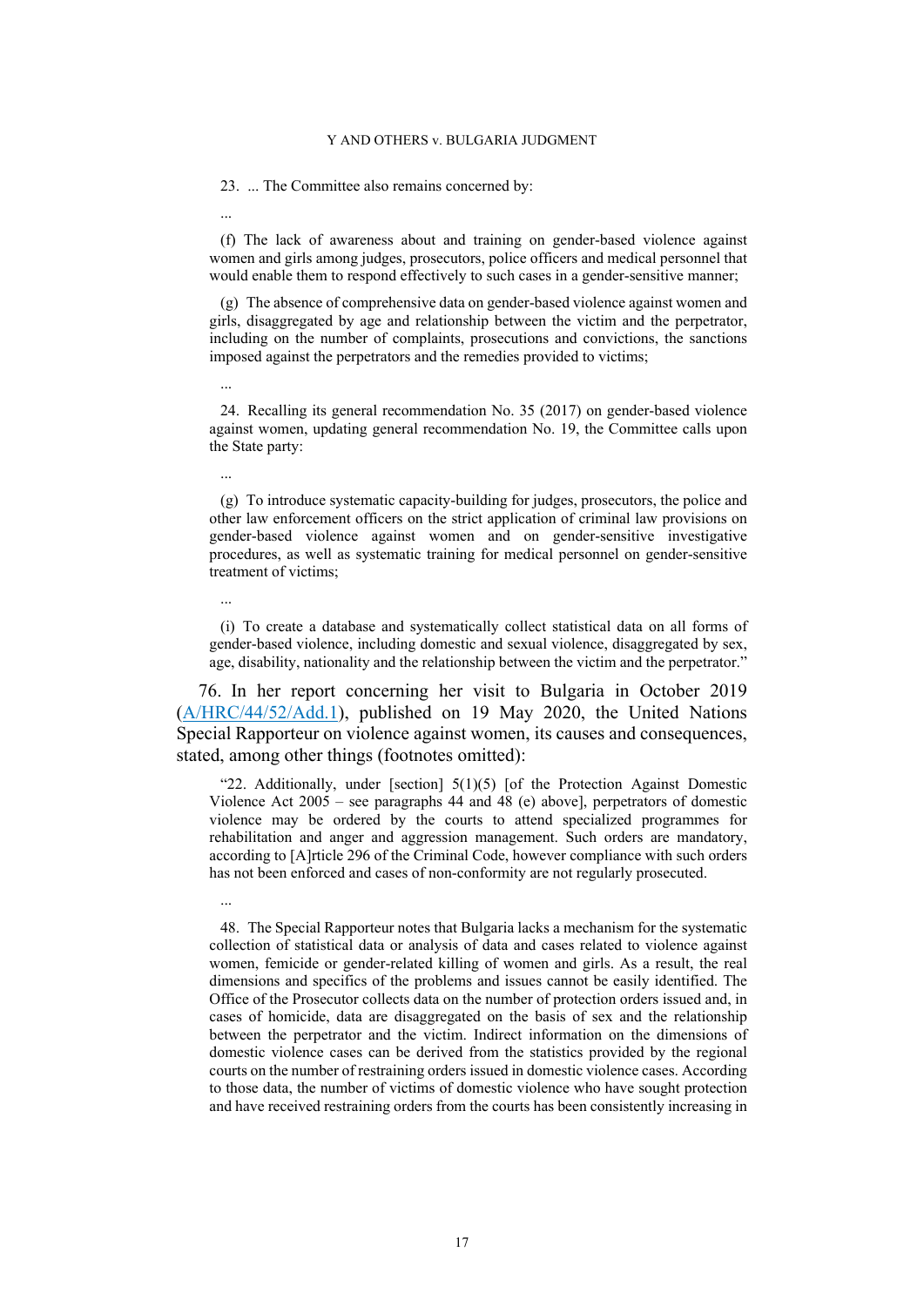23. ... The Committee also remains concerned by:

...

(f) The lack of awareness about and training on gender-based violence against women and girls among judges, prosecutors, police officers and medical personnel that would enable them to respond effectively to such cases in a gender-sensitive manner;

(g) The absence of comprehensive data on gender-based violence against women and girls, disaggregated by age and relationship between the victim and the perpetrator, including on the number of complaints, prosecutions and convictions, the sanctions imposed against the perpetrators and the remedies provided to victims;

...

24. Recalling its general recommendation No. 35 (2017) on gender-based violence against women, updating general recommendation No. 19, the Committee calls upon the State party:

...

(g) To introduce systematic capacity-building for judges, prosecutors, the police and other law enforcement officers on the strict application of criminal law provisions on gender-based violence against women and on gender-sensitive investigative procedures, as well as systematic training for medical personnel on gender-sensitive treatment of victims;

...

(i) To create a database and systematically collect statistical data on all forms of gender-based violence, including domestic and sexual violence, disaggregated by sex, age, disability, nationality and the relationship between the victim and the perpetrator."

76. In her report concerning her visit to Bulgaria in October 2019 (A/HRC/44/52/Add.1), published on 19 May 2020, the United Nations Special Rapporteur on violence against women, its causes and consequences, stated, among other things (footnotes omitted):

"22. Additionally, under [section] 5(1)(5) [of the Protection Against Domestic Violence Act 2005 – see paragraphs 44 and 48 (e) above], perpetrators of domestic violence may be ordered by the courts to attend specialized programmes for rehabilitation and anger and aggression management. Such orders are mandatory, according to [A]rticle 296 of the Criminal Code, however compliance with such orders has not been enforced and cases of non-conformity are not regularly prosecuted.

...

48. The Special Rapporteur notes that Bulgaria lacks a mechanism for the systematic collection of statistical data or analysis of data and cases related to violence against women, femicide or gender-related killing of women and girls. As a result, the real dimensions and specifics of the problems and issues cannot be easily identified. The Office of the Prosecutor collects data on the number of protection orders issued and, in cases of homicide, data are disaggregated on the basis of sex and the relationship between the perpetrator and the victim. Indirect information on the dimensions of domestic violence cases can be derived from the statistics provided by the regional courts on the number of restraining orders issued in domestic violence cases. According to those data, the number of victims of domestic violence who have sought protection and have received restraining orders from the courts has been consistently increasing in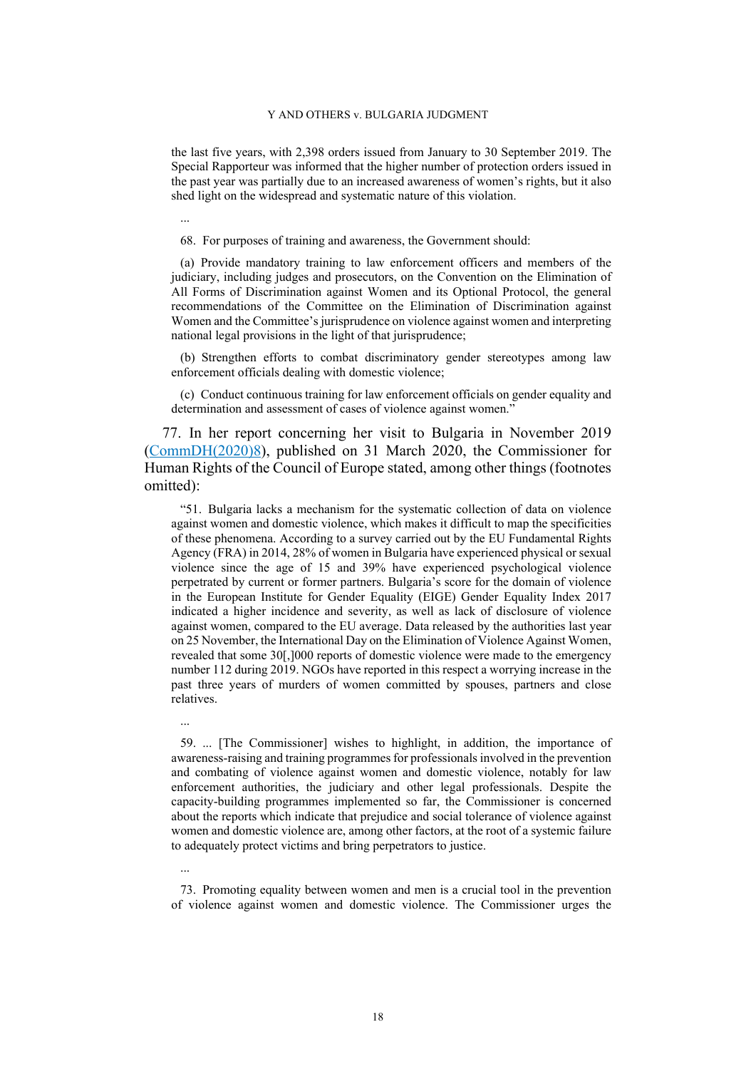the last five years, with 2,398 orders issued from January to 30 September 2019. The Special Rapporteur was informed that the higher number of protection orders issued in the past year was partially due to an increased awareness of women's rights, but it also shed light on the widespread and systematic nature of this violation.

...

68. For purposes of training and awareness, the Government should:

(a) Provide mandatory training to law enforcement officers and members of the judiciary, including judges and prosecutors, on the Convention on the Elimination of All Forms of Discrimination against Women and its Optional Protocol, the general recommendations of the Committee on the Elimination of Discrimination against Women and the Committee's jurisprudence on violence against women and interpreting national legal provisions in the light of that jurisprudence;

(b) Strengthen efforts to combat discriminatory gender stereotypes among law enforcement officials dealing with domestic violence;

(c) Conduct continuous training for law enforcement officials on gender equality and determination and assessment of cases of violence against women."

77. In her report concerning her visit to Bulgaria in November 2019 (CommDH(2020)8), published on 31 March 2020, the Commissioner for Human Rights of the Council of Europe stated, among other things (footnotes omitted):

"51. Bulgaria lacks a mechanism for the systematic collection of data on violence against women and domestic violence, which makes it difficult to map the specificities of these phenomena. According to a survey carried out by the EU Fundamental Rights Agency (FRA) in 2014, 28% of women in Bulgaria have experienced physical or sexual violence since the age of 15 and 39% have experienced psychological violence perpetrated by current or former partners. Bulgaria's score for the domain of violence in the European Institute for Gender Equality (EIGE) Gender Equality Index 2017 indicated a higher incidence and severity, as well as lack of disclosure of violence against women, compared to the EU average. Data released by the authorities last year on 25 November, the International Day on the Elimination of Violence Against Women, revealed that some 30[,]000 reports of domestic violence were made to the emergency number 112 during 2019. NGOs have reported in this respect a worrying increase in the past three years of murders of women committed by spouses, partners and close relatives.

...

59. ... [The Commissioner] wishes to highlight, in addition, the importance of awareness-raising and training programmes for professionals involved in the prevention and combating of violence against women and domestic violence, notably for law enforcement authorities, the judiciary and other legal professionals. Despite the capacity-building programmes implemented so far, the Commissioner is concerned about the reports which indicate that prejudice and social tolerance of violence against women and domestic violence are, among other factors, at the root of a systemic failure to adequately protect victims and bring perpetrators to justice.

...

73. Promoting equality between women and men is a crucial tool in the prevention of violence against women and domestic violence. The Commissioner urges the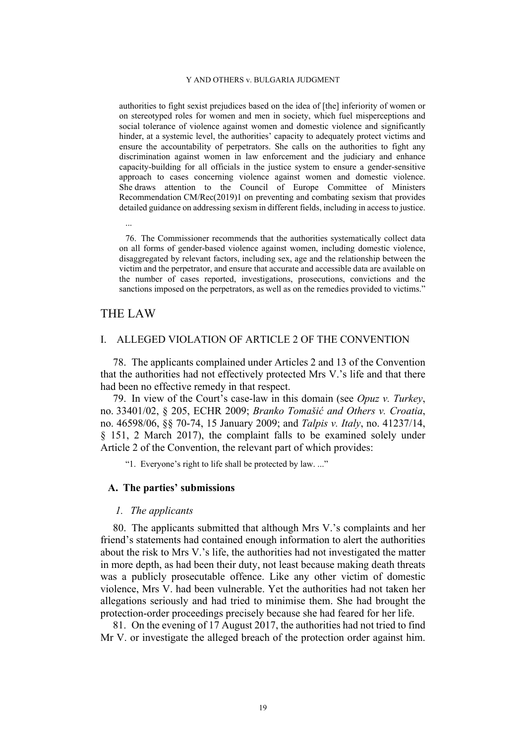authorities to fight sexist prejudices based on the idea of [the] inferiority of women or on stereotyped roles for women and men in society, which fuel misperceptions and social tolerance of violence against women and domestic violence and significantly hinder, at a systemic level, the authorities' capacity to adequately protect victims and ensure the accountability of perpetrators. She calls on the authorities to fight any discrimination against women in law enforcement and the judiciary and enhance capacity-building for all officials in the justice system to ensure a gender-sensitive approach to cases concerning violence against women and domestic violence. She draws attention to the Council of Europe Committee of Ministers Recommendation CM/Rec(2019)1 on preventing and combating sexism that provides detailed guidance on addressing sexism in different fields, including in access to justice.

...

76. The Commissioner recommends that the authorities systematically collect data on all forms of gender-based violence against women, including domestic violence, disaggregated by relevant factors, including sex, age and the relationship between the victim and the perpetrator, and ensure that accurate and accessible data are available on the number of cases reported, investigations, prosecutions, convictions and the sanctions imposed on the perpetrators, as well as on the remedies provided to victims."

# THE LAW

## I. ALLEGED VIOLATION OF ARTICLE 2 OF THE CONVENTION

78. The applicants complained under Articles 2 and 13 of the Convention that the authorities had not effectively protected Mrs V.'s life and that there had been no effective remedy in that respect.

79. In view of the Court's case-law in this domain (see *Opuz v. Turkey*, no. 33401/02, § 205, ECHR 2009; *Branko Tomašić and Others v. Croatia*, no. 46598/06, §§ 70-74, 15 January 2009; and *Talpis v. Italy*, no. 41237/14, § 151, 2 March 2017), the complaint falls to be examined solely under Article 2 of the Convention, the relevant part of which provides:

"1. Everyone's right to life shall be protected by law. ..."

### A. The parties' submissions

#### *1. The applicants*

80. The applicants submitted that although Mrs V.'s complaints and her friend's statements had contained enough information to alert the authorities about the risk to Mrs V.'s life, the authorities had not investigated the matter in more depth, as had been their duty, not least because making death threats was a publicly prosecutable offence. Like any other victim of domestic violence, Mrs V. had been vulnerable. Yet the authorities had not taken her allegations seriously and had tried to minimise them. She had brought the protection-order proceedings precisely because she had feared for her life.

81. On the evening of 17 August 2017, the authorities had not tried to find Mr V. or investigate the alleged breach of the protection order against him.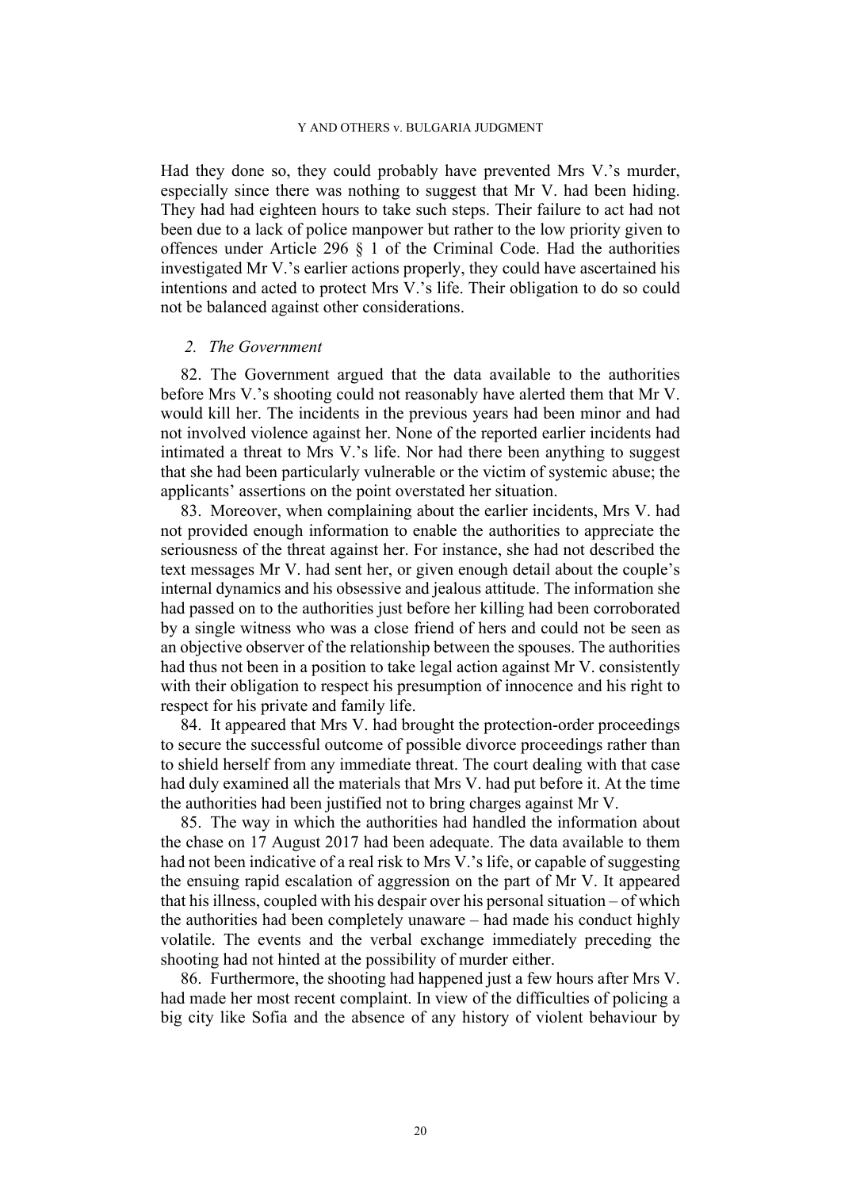Had they done so, they could probably have prevented Mrs V.'s murder, especially since there was nothing to suggest that Mr V. had been hiding. They had had eighteen hours to take such steps. Their failure to act had not been due to a lack of police manpower but rather to the low priority given to offences under Article 296 § 1 of the Criminal Code. Had the authorities investigated Mr V.'s earlier actions properly, they could have ascertained his intentions and acted to protect Mrs V.'s life. Their obligation to do so could not be balanced against other considerations.

*2. The Government*

82. The Government argued that the data available to the authorities before Mrs V.'s shooting could not reasonably have alerted them that Mr V. would kill her. The incidents in the previous years had been minor and had not involved violence against her. None of the reported earlier incidents had intimated a threat to Mrs V.'s life. Nor had there been anything to suggest that she had been particularly vulnerable or the victim of systemic abuse; the applicants' assertions on the point overstated her situation.

83. Moreover, when complaining about the earlier incidents, Mrs V. had not provided enough information to enable the authorities to appreciate the seriousness of the threat against her. For instance, she had not described the text messages Mr V. had sent her, or given enough detail about the couple's internal dynamics and his obsessive and jealous attitude. The information she had passed on to the authorities just before her killing had been corroborated by a single witness who was a close friend of hers and could not be seen as an objective observer of the relationship between the spouses. The authorities had thus not been in a position to take legal action against Mr V. consistently with their obligation to respect his presumption of innocence and his right to respect for his private and family life.

84. It appeared that Mrs V. had brought the protection-order proceedings to secure the successful outcome of possible divorce proceedings rather than to shield herself from any immediate threat. The court dealing with that case had duly examined all the materials that Mrs V. had put before it. At the time the authorities had been justified not to bring charges against Mr V.

85. The way in which the authorities had handled the information about the chase on 17 August 2017 had been adequate. The data available to them had not been indicative of a real risk to Mrs V.'s life, or capable of suggesting the ensuing rapid escalation of aggression on the part of Mr V. It appeared that his illness, coupled with his despair over his personal situation – of which the authorities had been completely unaware – had made his conduct highly volatile. The events and the verbal exchange immediately preceding the shooting had not hinted at the possibility of murder either.

86. Furthermore, the shooting had happened just a few hours after Mrs V. had made her most recent complaint. In view of the difficulties of policing a big city like Sofia and the absence of any history of violent behaviour by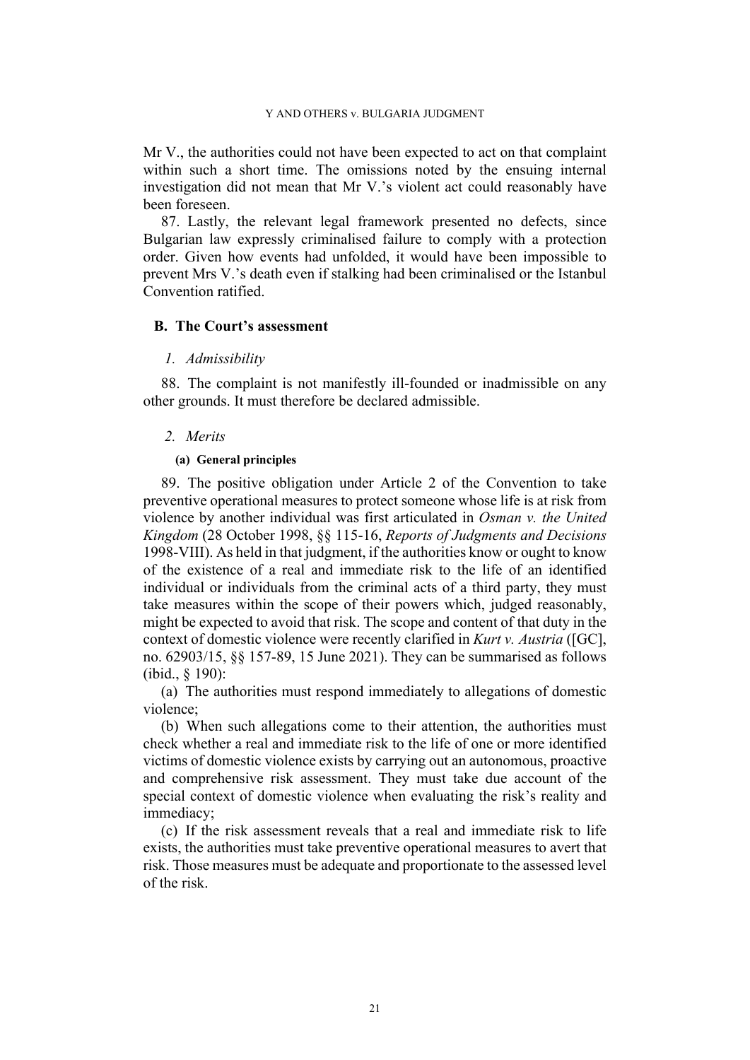Mr V., the authorities could not have been expected to act on that complaint within such a short time. The omissions noted by the ensuing internal investigation did not mean that Mr V.'s violent act could reasonably have been foreseen.

87. Lastly, the relevant legal framework presented no defects, since Bulgarian law expressly criminalised failure to comply with a protection order. Given how events had unfolded, it would have been impossible to prevent Mrs V.'s death even if stalking had been criminalised or the Istanbul Convention ratified.

## B. The Court's assessment

### *1. Admissibility*

88. The complaint is not manifestly ill-founded or inadmissible on any other grounds. It must therefore be declared admissible.

### *2. Merits*

#### (a) General principles

89. The positive obligation under Article 2 of the Convention to take preventive operational measures to protect someone whose life is at risk from violence by another individual was first articulated in *Osman v. the United Kingdom* (28 October 1998, §§ 115-16, *Reports of Judgments and Decisions* 1998-VIII). As held in that judgment, if the authorities know or ought to know of the existence of a real and immediate risk to the life of an identified individual or individuals from the criminal acts of a third party, they must take measures within the scope of their powers which, judged reasonably, might be expected to avoid that risk. The scope and content of that duty in the context of domestic violence were recently clarified in *Kurt v. Austria* ([GC], no. 62903/15, §§ 157-89, 15 June 2021). They can be summarised as follows (ibid., § 190):

(a) The authorities must respond immediately to allegations of domestic violence;

(b) When such allegations come to their attention, the authorities must check whether a real and immediate risk to the life of one or more identified victims of domestic violence exists by carrying out an autonomous, proactive and comprehensive risk assessment. They must take due account of the special context of domestic violence when evaluating the risk's reality and immediacy;

(c) If the risk assessment reveals that a real and immediate risk to life exists, the authorities must take preventive operational measures to avert that risk. Those measures must be adequate and proportionate to the assessed level of the risk.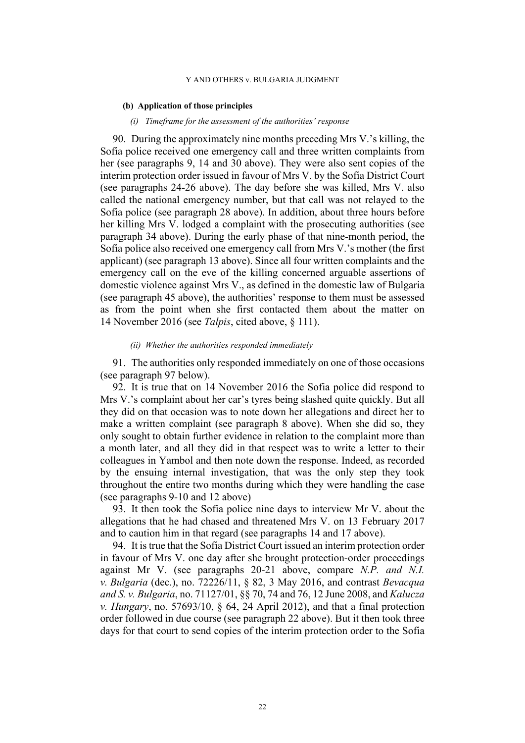#### (b) Application of those principles

##### *(i) Timeframe for the assessment of the authorities' response*

90. During the approximately nine months preceding Mrs V.'s killing, the Sofia police received one emergency call and three written complaints from her (see paragraphs 9, 14 and 30 above). They were also sent copies of the interim protection order issued in favour of Mrs V. by the Sofia District Court (see paragraphs 24-26 above). The day before she was killed, Mrs V. also called the national emergency number, but that call was not relayed to the Sofia police (see paragraph 28 above). In addition, about three hours before her killing Mrs V. lodged a complaint with the prosecuting authorities (see paragraph 34 above). During the early phase of that nine-month period, the Sofia police also received one emergency call from Mrs V.'s mother (the first applicant) (see paragraph 13 above). Since all four written complaints and the emergency call on the eve of the killing concerned arguable assertions of domestic violence against Mrs V., as defined in the domestic law of Bulgaria (see paragraph 45 above), the authorities' response to them must be assessed as from the point when she first contacted them about the matter on 14 November 2016 (see *Talpis*, cited above, § 111).

##### *(ii) Whether the authorities responded immediately*

91. The authorities only responded immediately on one of those occasions (see paragraph 97 below).

92. It is true that on 14 November 2016 the Sofia police did respond to Mrs V.'s complaint about her car's tyres being slashed quite quickly. But all they did on that occasion was to note down her allegations and direct her to make a written complaint (see paragraph 8 above). When she did so, they only sought to obtain further evidence in relation to the complaint more than a month later, and all they did in that respect was to write a letter to their colleagues in Yambol and then note down the response. Indeed, as recorded by the ensuing internal investigation, that was the only step they took throughout the entire two months during which they were handling the case (see paragraphs 9-10 and 12 above)

93. It then took the Sofia police nine days to interview Mr V. about the allegations that he had chased and threatened Mrs V. on 13 February 2017 and to caution him in that regard (see paragraphs 14 and 17 above).

94. It is true that the Sofia District Court issued an interim protection order in favour of Mrs V. one day after she brought protection-order proceedings against Mr V. (see paragraphs 20-21 above, compare *N.P. and N.I. v. Bulgaria* (dec.), no. 72226/11, § 82, 3 May 2016, and contrast *Bevacqua and S. v. Bulgaria*, no. 71127/01, §§ 70, 74 and 76, 12 June 2008, and *Kalucza v. Hungary*, no. 57693/10, § 64, 24 April 2012), and that a final protection order followed in due course (see paragraph 22 above). But it then took three days for that court to send copies of the interim protection order to the Sofia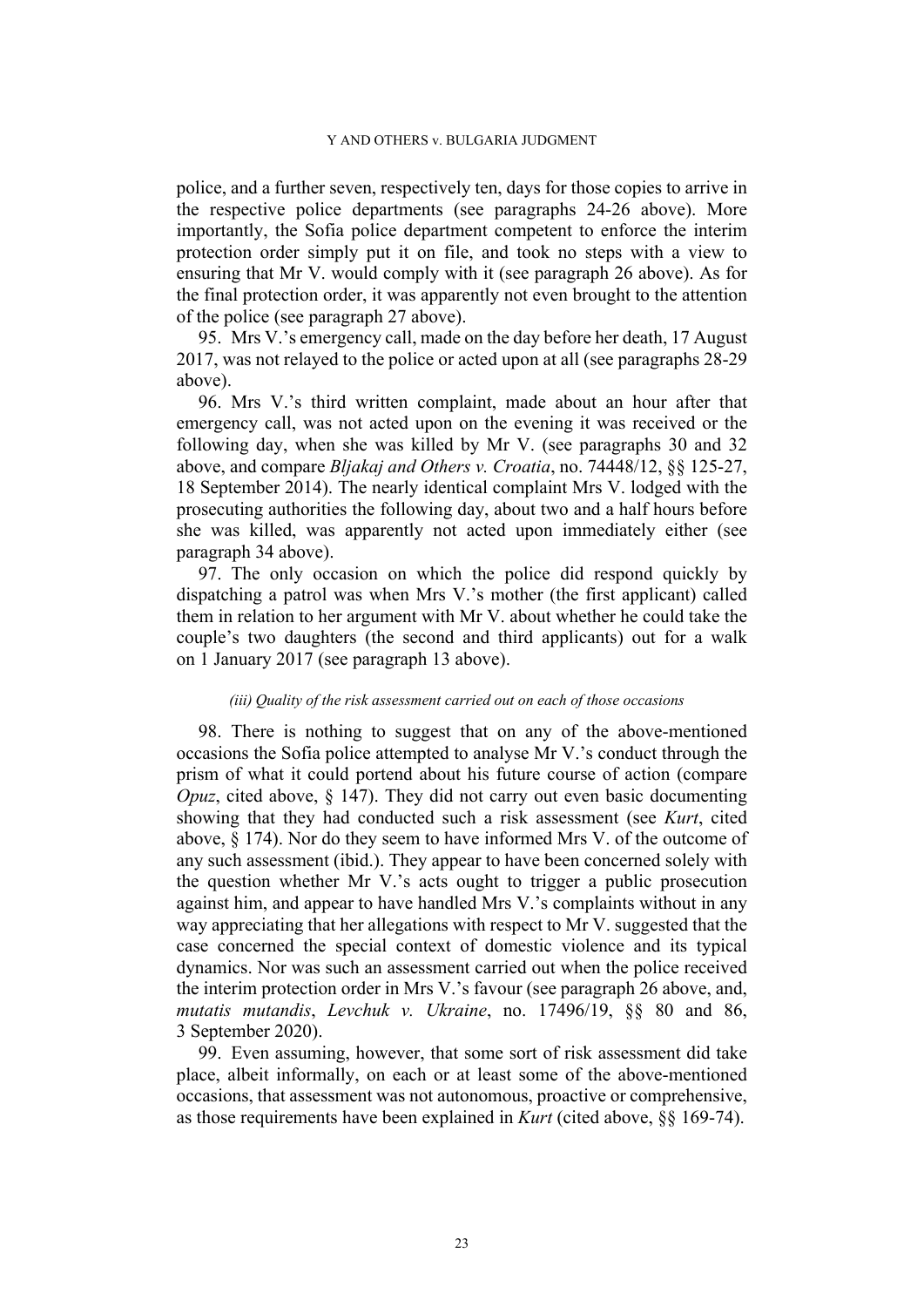police, and a further seven, respectively ten, days for those copies to arrive in the respective police departments (see paragraphs 24-26 above). More importantly, the Sofia police department competent to enforce the interim protection order simply put it on file, and took no steps with a view to ensuring that Mr V. would comply with it (see paragraph 26 above). As for the final protection order, it was apparently not even brought to the attention of the police (see paragraph 27 above).

95. Mrs V.'s emergency call, made on the day before her death, 17 August 2017, was not relayed to the police or acted upon at all (see paragraphs 28-29 above).

96. Mrs V.'s third written complaint, made about an hour after that emergency call, was not acted upon on the evening it was received or the following day, when she was killed by Mr V. (see paragraphs 30 and 32 above, and compare *Bljakaj and Others v. Croatia*, no. 74448/12, §§ 125-27, 18 September 2014). The nearly identical complaint Mrs V. lodged with the prosecuting authorities the following day, about two and a half hours before she was killed, was apparently not acted upon immediately either (see paragraph 34 above).

97. The only occasion on which the police did respond quickly by dispatching a patrol was when Mrs V.'s mother (the first applicant) called them in relation to her argument with Mr V. about whether he could take the couple's two daughters (the second and third applicants) out for a walk on 1 January 2017 (see paragraph 13 above).

*(iii) Quality of the risk assessment carried out on each of those occasions*

98. There is nothing to suggest that on any of the above-mentioned occasions the Sofia police attempted to analyse Mr V.'s conduct through the prism of what it could portend about his future course of action (compare *Opuz*, cited above, § 147). They did not carry out even basic documenting showing that they had conducted such a risk assessment (see *Kurt*, cited above, § 174). Nor do they seem to have informed Mrs V. of the outcome of any such assessment (ibid.). They appear to have been concerned solely with the question whether Mr V.'s acts ought to trigger a public prosecution against him, and appear to have handled Mrs V.'s complaints without in any way appreciating that her allegations with respect to Mr V. suggested that the case concerned the special context of domestic violence and its typical dynamics. Nor was such an assessment carried out when the police received the interim protection order in Mrs V.'s favour (see paragraph 26 above, and, *mutatis mutandis*, *Levchuk v. Ukraine*, no. 17496/19, §§ 80 and 86, 3 September 2020).

99. Even assuming, however, that some sort of risk assessment did take place, albeit informally, on each or at least some of the above-mentioned occasions, that assessment was not autonomous, proactive or comprehensive, as those requirements have been explained in *Kurt* (cited above, §§ 169-74).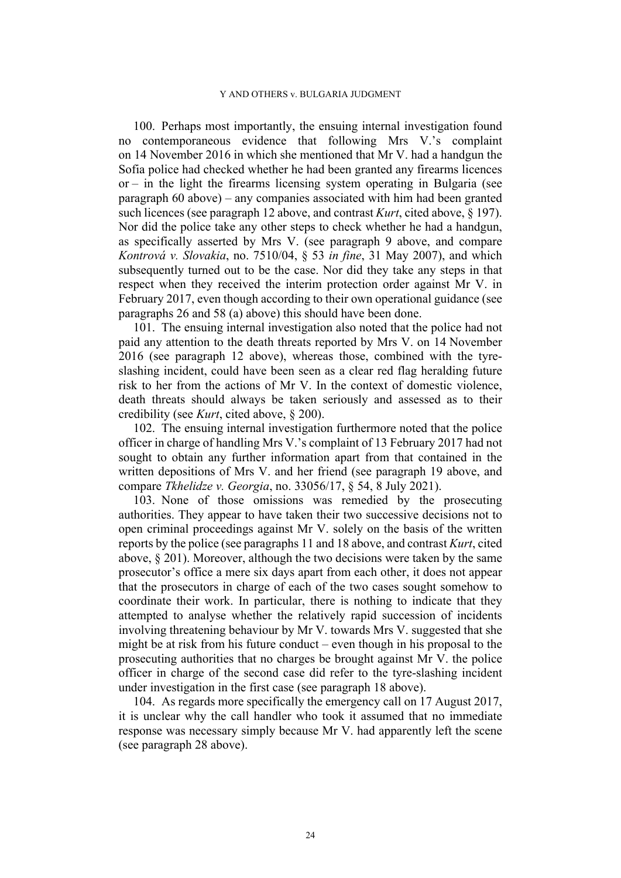100. Perhaps most importantly, the ensuing internal investigation found no contemporaneous evidence that following Mrs V.'s complaint on 14 November 2016 in which she mentioned that Mr V. had a handgun the Sofia police had checked whether he had been granted any firearms licences or – in the light the firearms licensing system operating in Bulgaria (see paragraph 60 above) – any companies associated with him had been granted such licences (see paragraph 12 above, and contrast *Kurt*, cited above, § 197). Nor did the police take any other steps to check whether he had a handgun, as specifically asserted by Mrs V. (see paragraph 9 above, and compare *Kontrová v. Slovakia*, no. 7510/04, § 53 *in fine*, 31 May 2007), and which subsequently turned out to be the case. Nor did they take any steps in that respect when they received the interim protection order against Mr V. in February 2017, even though according to their own operational guidance (see paragraphs 26 and 58 (a) above) this should have been done.

101. The ensuing internal investigation also noted that the police had not paid any attention to the death threats reported by Mrs V. on 14 November 2016 (see paragraph 12 above), whereas those, combined with the tyre-slashing incident, could have been seen as a clear red flag heralding future risk to her from the actions of Mr V. In the context of domestic violence, death threats should always be taken seriously and assessed as to their credibility (see *Kurt*, cited above, § 200).

102. The ensuing internal investigation furthermore noted that the police officer in charge of handling Mrs V.'s complaint of 13 February 2017 had not sought to obtain any further information apart from that contained in the written depositions of Mrs V. and her friend (see paragraph 19 above, and compare *Tkhelidze v. Georgia*, no. 33056/17, § 54, 8 July 2021).

103. None of those omissions was remedied by the prosecuting authorities. They appear to have taken their two successive decisions not to open criminal proceedings against Mr V. solely on the basis of the written reports by the police (see paragraphs 11 and 18 above, and contrast *Kurt*, cited above, § 201). Moreover, although the two decisions were taken by the same prosecutor's office a mere six days apart from each other, it does not appear that the prosecutors in charge of each of the two cases sought somehow to coordinate their work. In particular, there is nothing to indicate that they attempted to analyse whether the relatively rapid succession of incidents involving threatening behaviour by Mr V. towards Mrs V. suggested that she might be at risk from his future conduct – even though in his proposal to the prosecuting authorities that no charges be brought against Mr V. the police officer in charge of the second case did refer to the tyre-slashing incident under investigation in the first case (see paragraph 18 above).

104. As regards more specifically the emergency call on 17 August 2017, it is unclear why the call handler who took it assumed that no immediate response was necessary simply because Mr V. had apparently left the scene (see paragraph 28 above).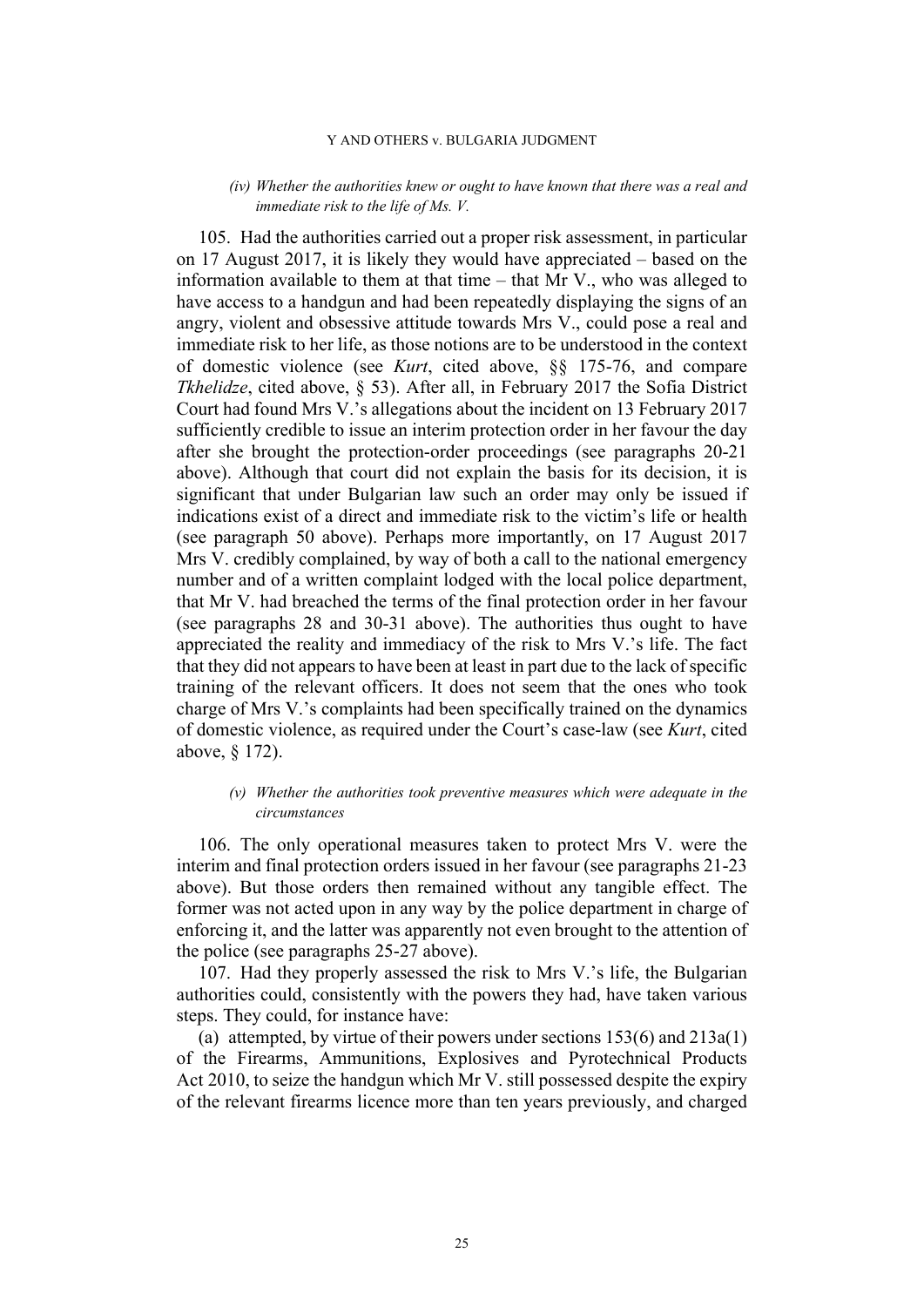*(iv) Whether the authorities knew or ought to have known that there was a real and immediate risk to the life of Ms. V.*

105. Had the authorities carried out a proper risk assessment, in particular on 17 August 2017, it is likely they would have appreciated – based on the information available to them at that time – that Mr V., who was alleged to have access to a handgun and had been repeatedly displaying the signs of an angry, violent and obsessive attitude towards Mrs V., could pose a real and immediate risk to her life, as those notions are to be understood in the context of domestic violence (see *Kurt*, cited above, §§ 175-76, and compare *Tkhelidze*, cited above, § 53). After all, in February 2017 the Sofia District Court had found Mrs V.'s allegations about the incident on 13 February 2017 sufficiently credible to issue an interim protection order in her favour the day after she brought the protection-order proceedings (see paragraphs 20-21 above). Although that court did not explain the basis for its decision, it is significant that under Bulgarian law such an order may only be issued if indications exist of a direct and immediate risk to the victim's life or health (see paragraph 50 above). Perhaps more importantly, on 17 August 2017 Mrs V. credibly complained, by way of both a call to the national emergency number and of a written complaint lodged with the local police department, that Mr V. had breached the terms of the final protection order in her favour (see paragraphs 28 and 30-31 above). The authorities thus ought to have appreciated the reality and immediacy of the risk to Mrs V.'s life. The fact that they did not appears to have been at least in part due to the lack of specific training of the relevant officers. It does not seem that the ones who took charge of Mrs V.'s complaints had been specifically trained on the dynamics of domestic violence, as required under the Court's case-law (see *Kurt*, cited above, § 172).

*(v) Whether the authorities took preventive measures which were adequate in the circumstances*

106. The only operational measures taken to protect Mrs V. were the interim and final protection orders issued in her favour (see paragraphs 21-23 above). But those orders then remained without any tangible effect. The former was not acted upon in any way by the police department in charge of enforcing it, and the latter was apparently not even brought to the attention of the police (see paragraphs 25-27 above).

107. Had they properly assessed the risk to Mrs V.'s life, the Bulgarian authorities could, consistently with the powers they had, have taken various steps. They could, for instance have:

(a) attempted, by virtue of their powers under sections 153(6) and 213a(1) of the Firearms, Ammunitions, Explosives and Pyrotechnical Products Act 2010, to seize the handgun which Mr V. still possessed despite the expiry of the relevant firearms licence more than ten years previously, and charged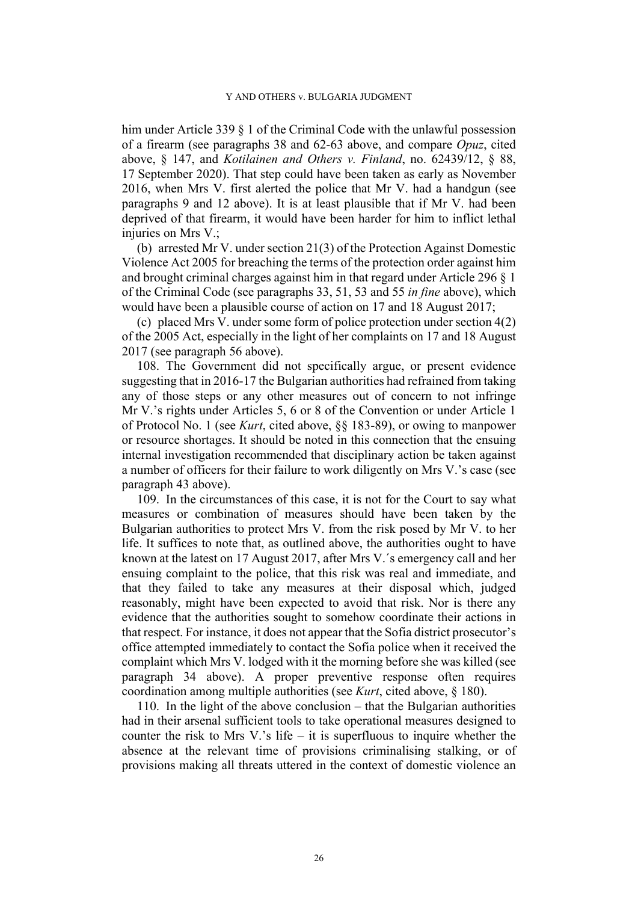him under Article 339 § 1 of the Criminal Code with the unlawful possession of a firearm (see paragraphs 38 and 62-63 above, and compare *Opuz*, cited above, § 147, and *Kotilainen and Others v. Finland*, no. 62439/12, § 88, 17 September 2020). That step could have been taken as early as November 2016, when Mrs V. first alerted the police that Mr V. had a handgun (see paragraphs 9 and 12 above). It is at least plausible that if Mr V. had been deprived of that firearm, it would have been harder for him to inflict lethal injuries on Mrs V.;

(b) arrested Mr V. under section 21(3) of the Protection Against Domestic Violence Act 2005 for breaching the terms of the protection order against him and brought criminal charges against him in that regard under Article 296 § 1 of the Criminal Code (see paragraphs 33, 51, 53 and 55 *in fine* above), which would have been a plausible course of action on 17 and 18 August 2017;

(c) placed Mrs V. under some form of police protection under section 4(2) of the 2005 Act, especially in the light of her complaints on 17 and 18 August 2017 (see paragraph 56 above).

108. The Government did not specifically argue, or present evidence suggesting that in 2016-17 the Bulgarian authorities had refrained from taking any of those steps or any other measures out of concern to not infringe Mr V.'s rights under Articles 5, 6 or 8 of the Convention or under Article 1 of Protocol No. 1 (see *Kurt*, cited above, §§ 183-89), or owing to manpower or resource shortages. It should be noted in this connection that the ensuing internal investigation recommended that disciplinary action be taken against a number of officers for their failure to work diligently on Mrs V.'s case (see paragraph 43 above).

109. In the circumstances of this case, it is not for the Court to say what measures or combination of measures should have been taken by the Bulgarian authorities to protect Mrs V. from the risk posed by Mr V. to her life. It suffices to note that, as outlined above, the authorities ought to have known at the latest on 17 August 2017, after Mrs V.´s emergency call and her ensuing complaint to the police, that this risk was real and immediate, and that they failed to take any measures at their disposal which, judged reasonably, might have been expected to avoid that risk. Nor is there any evidence that the authorities sought to somehow coordinate their actions in that respect. For instance, it does not appear that the Sofia district prosecutor's office attempted immediately to contact the Sofia police when it received the complaint which Mrs V. lodged with it the morning before she was killed (see paragraph 34 above). A proper preventive response often requires coordination among multiple authorities (see *Kurt*, cited above, § 180).

110. In the light of the above conclusion – that the Bulgarian authorities had in their arsenal sufficient tools to take operational measures designed to counter the risk to Mrs V.'s life – it is superfluous to inquire whether the absence at the relevant time of provisions criminalising stalking, or of provisions making all threats uttered in the context of domestic violence an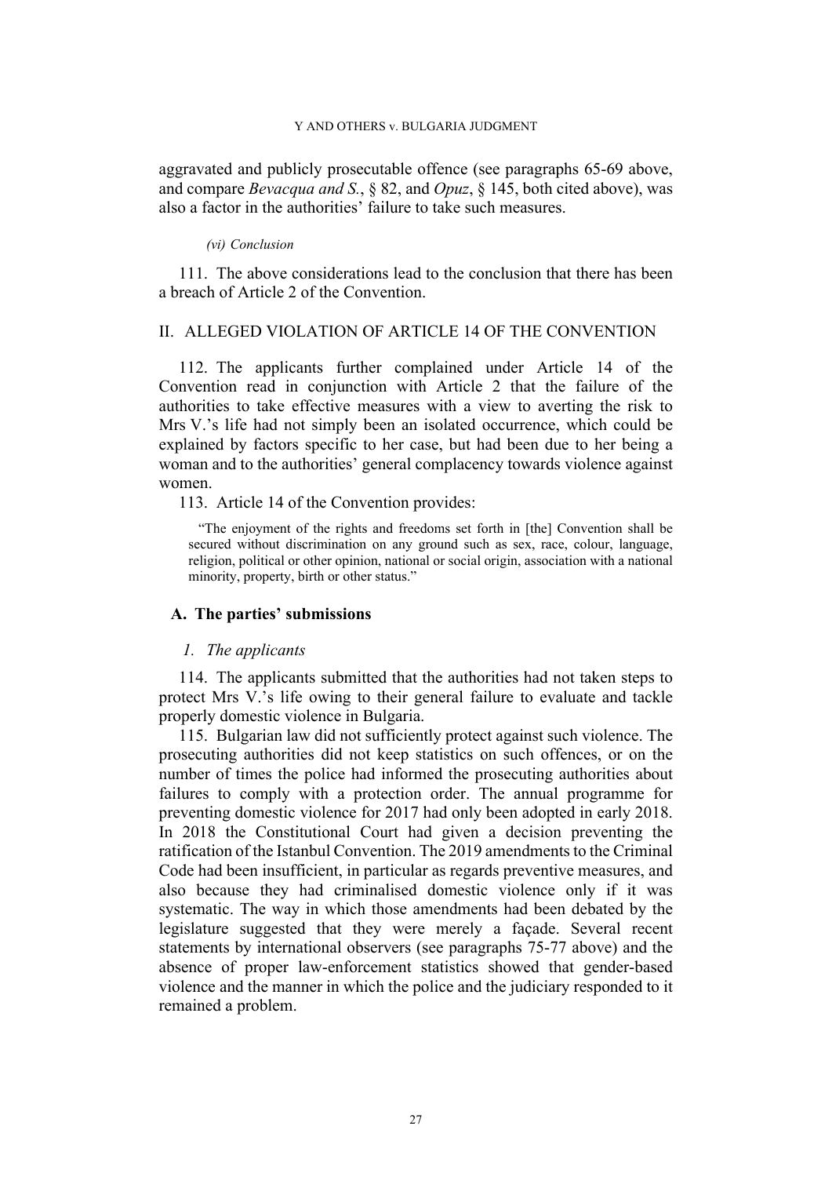aggravated and publicly prosecutable offence (see paragraphs 65-69 above, and compare *Bevacqua and S.*, § 82, and *Opuz*, § 145, both cited above), was also a factor in the authorities' failure to take such measures.

*(vi) Conclusion*

111. The above considerations lead to the conclusion that there has been a breach of Article 2 of the Convention.

## II. ALLEGED VIOLATION OF ARTICLE 14 OF THE CONVENTION

112. The applicants further complained under Article 14 of the Convention read in conjunction with Article 2 that the failure of the authorities to take effective measures with a view to averting the risk to Mrs V.'s life had not simply been an isolated occurrence, which could be explained by factors specific to her case, but had been due to her being a woman and to the authorities' general complacency towards violence against women.

113. Article 14 of the Convention provides:

> "The enjoyment of the rights and freedoms set forth in [the] Convention shall be secured without discrimination on any ground such as sex, race, colour, language, religion, political or other opinion, national or social origin, association with a national minority, property, birth or other status."

### A. The parties' submissions

#### *1. The applicants*

114. The applicants submitted that the authorities had not taken steps to protect Mrs V.'s life owing to their general failure to evaluate and tackle properly domestic violence in Bulgaria.

115. Bulgarian law did not sufficiently protect against such violence. The prosecuting authorities did not keep statistics on such offences, or on the number of times the police had informed the prosecuting authorities about failures to comply with a protection order. The annual programme for preventing domestic violence for 2017 had only been adopted in early 2018. In 2018 the Constitutional Court had given a decision preventing the ratification of the Istanbul Convention. The 2019 amendments to the Criminal Code had been insufficient, in particular as regards preventive measures, and also because they had criminalised domestic violence only if it was systematic. The way in which those amendments had been debated by the legislature suggested that they were merely a façade. Several recent statements by international observers (see paragraphs 75-77 above) and the absence of proper law-enforcement statistics showed that gender-based violence and the manner in which the police and the judiciary responded to it remained a problem.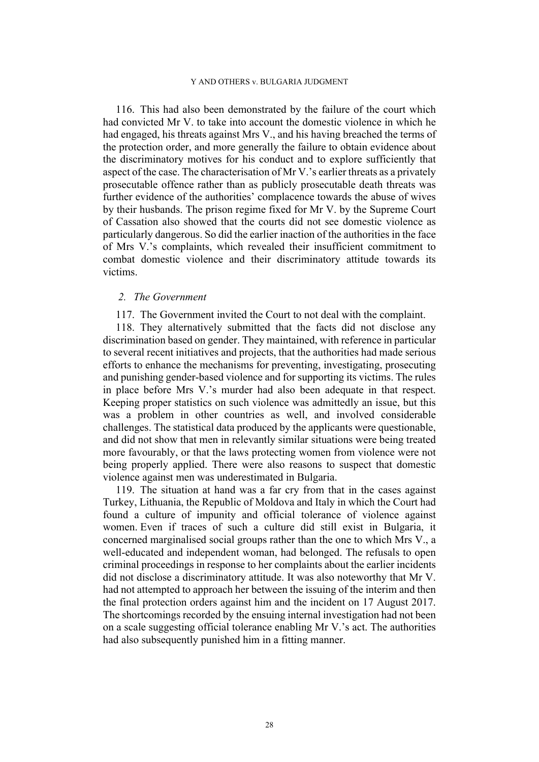116. This had also been demonstrated by the failure of the court which had convicted Mr V. to take into account the domestic violence in which he had engaged, his threats against Mrs V., and his having breached the terms of the protection order, and more generally the failure to obtain evidence about the discriminatory motives for his conduct and to explore sufficiently that aspect of the case. The characterisation of Mr V.'s earlier threats as a privately prosecutable offence rather than as publicly prosecutable death threats was further evidence of the authorities' complacence towards the abuse of wives by their husbands. The prison regime fixed for Mr V. by the Supreme Court of Cassation also showed that the courts did not see domestic violence as particularly dangerous. So did the earlier inaction of the authorities in the face of Mrs V.'s complaints, which revealed their insufficient commitment to combat domestic violence and their discriminatory attitude towards its victims.

### *2. The Government*

117. The Government invited the Court to not deal with the complaint.

118. They alternatively submitted that the facts did not disclose any discrimination based on gender. They maintained, with reference in particular to several recent initiatives and projects, that the authorities had made serious efforts to enhance the mechanisms for preventing, investigating, prosecuting and punishing gender-based violence and for supporting its victims. The rules in place before Mrs V.'s murder had also been adequate in that respect. Keeping proper statistics on such violence was admittedly an issue, but this was a problem in other countries as well, and involved considerable challenges. The statistical data produced by the applicants were questionable, and did not show that men in relevantly similar situations were being treated more favourably, or that the laws protecting women from violence were not being properly applied. There were also reasons to suspect that domestic violence against men was underestimated in Bulgaria.

119. The situation at hand was a far cry from that in the cases against Turkey, Lithuania, the Republic of Moldova and Italy in which the Court had found a culture of impunity and official tolerance of violence against women. Even if traces of such a culture did still exist in Bulgaria, it concerned marginalised social groups rather than the one to which Mrs V., a well-educated and independent woman, had belonged. The refusals to open criminal proceedings in response to her complaints about the earlier incidents did not disclose a discriminatory attitude. It was also noteworthy that Mr V. had not attempted to approach her between the issuing of the interim and then the final protection orders against him and the incident on 17 August 2017. The shortcomings recorded by the ensuing internal investigation had not been on a scale suggesting official tolerance enabling Mr V.'s act. The authorities had also subsequently punished him in a fitting manner.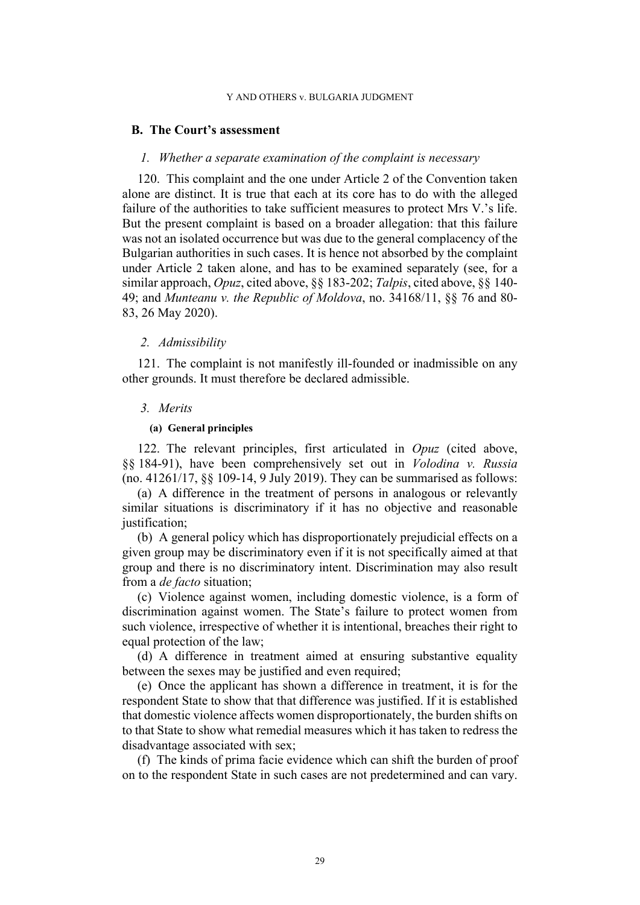## B. The Court's assessment

### *1. Whether a separate examination of the complaint is necessary*

120. This complaint and the one under Article 2 of the Convention taken alone are distinct. It is true that each at its core has to do with the alleged failure of the authorities to take sufficient measures to protect Mrs V.'s life. But the present complaint is based on a broader allegation: that this failure was not an isolated occurrence but was due to the general complacency of the Bulgarian authorities in such cases. It is hence not absorbed by the complaint under Article 2 taken alone, and has to be examined separately (see, for a similar approach, *Opuz*, cited above, §§ 183-202; *Talpis*, cited above, §§ 140-49; and *Munteanu v. the Republic of Moldova*, no. 34168/11, §§ 76 and 80-83, 26 May 2020).

### *2. Admissibility*

121. The complaint is not manifestly ill-founded or inadmissible on any other grounds. It must therefore be declared admissible.

### *3. Merits*

#### (a) General principles

122. The relevant principles, first articulated in *Opuz* (cited above, §§ 184-91), have been comprehensively set out in *Volodina v. Russia* (no. 41261/17, §§ 109-14, 9 July 2019). They can be summarised as follows:

(a) A difference in the treatment of persons in analogous or relevantly similar situations is discriminatory if it has no objective and reasonable justification;

(b) A general policy which has disproportionately prejudicial effects on a given group may be discriminatory even if it is not specifically aimed at that group and there is no discriminatory intent. Discrimination may also result from a *de facto* situation;

(c) Violence against women, including domestic violence, is a form of discrimination against women. The State's failure to protect women from such violence, irrespective of whether it is intentional, breaches their right to equal protection of the law;

(d) A difference in treatment aimed at ensuring substantive equality between the sexes may be justified and even required;

(e) Once the applicant has shown a difference in treatment, it is for the respondent State to show that that difference was justified. If it is established that domestic violence affects women disproportionately, the burden shifts on to that State to show what remedial measures which it has taken to redress the disadvantage associated with sex;

(f) The kinds of prima facie evidence which can shift the burden of proof on to the respondent State in such cases are not predetermined and can vary.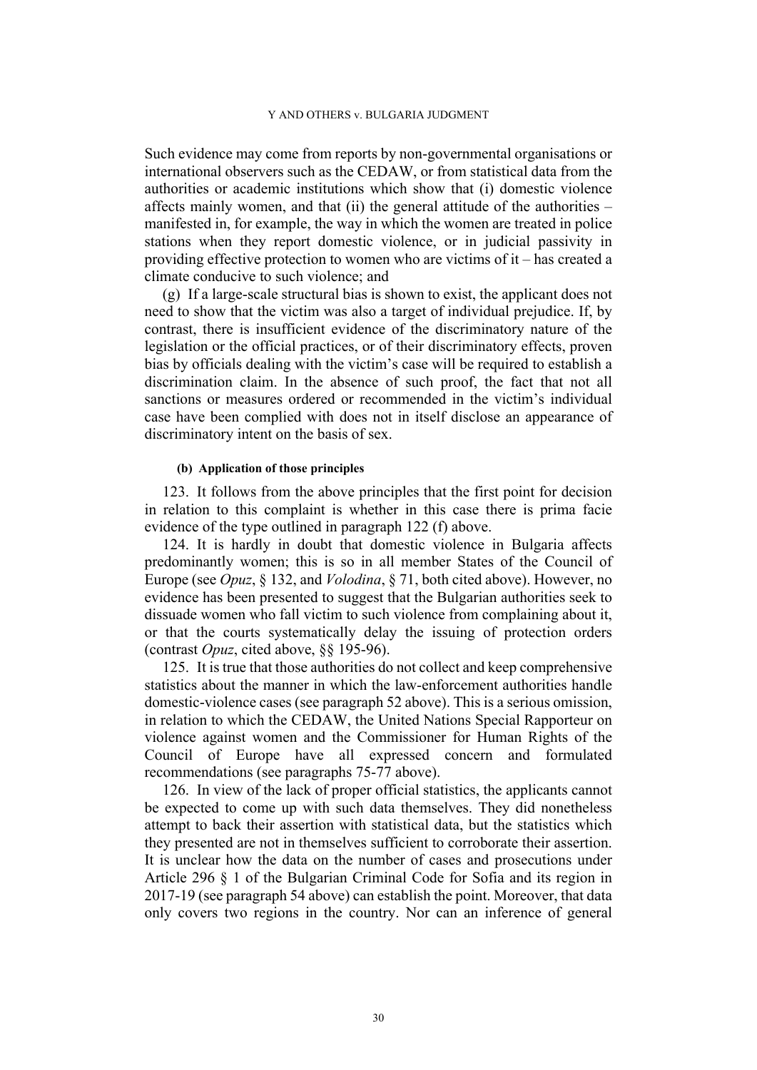Such evidence may come from reports by non-governmental organisations or international observers such as the CEDAW, or from statistical data from the authorities or academic institutions which show that (i) domestic violence affects mainly women, and that (ii) the general attitude of the authorities – manifested in, for example, the way in which the women are treated in police stations when they report domestic violence, or in judicial passivity in providing effective protection to women who are victims of it – has created a climate conducive to such violence; and

(g) If a large-scale structural bias is shown to exist, the applicant does not need to show that the victim was also a target of individual prejudice. If, by contrast, there is insufficient evidence of the discriminatory nature of the legislation or the official practices, or of their discriminatory effects, proven bias by officials dealing with the victim's case will be required to establish a discrimination claim. In the absence of such proof, the fact that not all sanctions or measures ordered or recommended in the victim's individual case have been complied with does not in itself disclose an appearance of discriminatory intent on the basis of sex.

#### (b) Application of those principles

123. It follows from the above principles that the first point for decision in relation to this complaint is whether in this case there is prima facie evidence of the type outlined in paragraph 122 (f) above.

124. It is hardly in doubt that domestic violence in Bulgaria affects predominantly women; this is so in all member States of the Council of Europe (see *Opuz*, § 132, and *Volodina*, § 71, both cited above). However, no evidence has been presented to suggest that the Bulgarian authorities seek to dissuade women who fall victim to such violence from complaining about it, or that the courts systematically delay the issuing of protection orders (contrast *Opuz*, cited above, §§ 195-96).

125. It is true that those authorities do not collect and keep comprehensive statistics about the manner in which the law-enforcement authorities handle domestic-violence cases (see paragraph 52 above). This is a serious omission, in relation to which the CEDAW, the United Nations Special Rapporteur on violence against women and the Commissioner for Human Rights of the Council of Europe have all expressed concern and formulated recommendations (see paragraphs 75-77 above).

126. In view of the lack of proper official statistics, the applicants cannot be expected to come up with such data themselves. They did nonetheless attempt to back their assertion with statistical data, but the statistics which they presented are not in themselves sufficient to corroborate their assertion. It is unclear how the data on the number of cases and prosecutions under Article 296 § 1 of the Bulgarian Criminal Code for Sofia and its region in 2017-19 (see paragraph 54 above) can establish the point. Moreover, that data only covers two regions in the country. Nor can an inference of general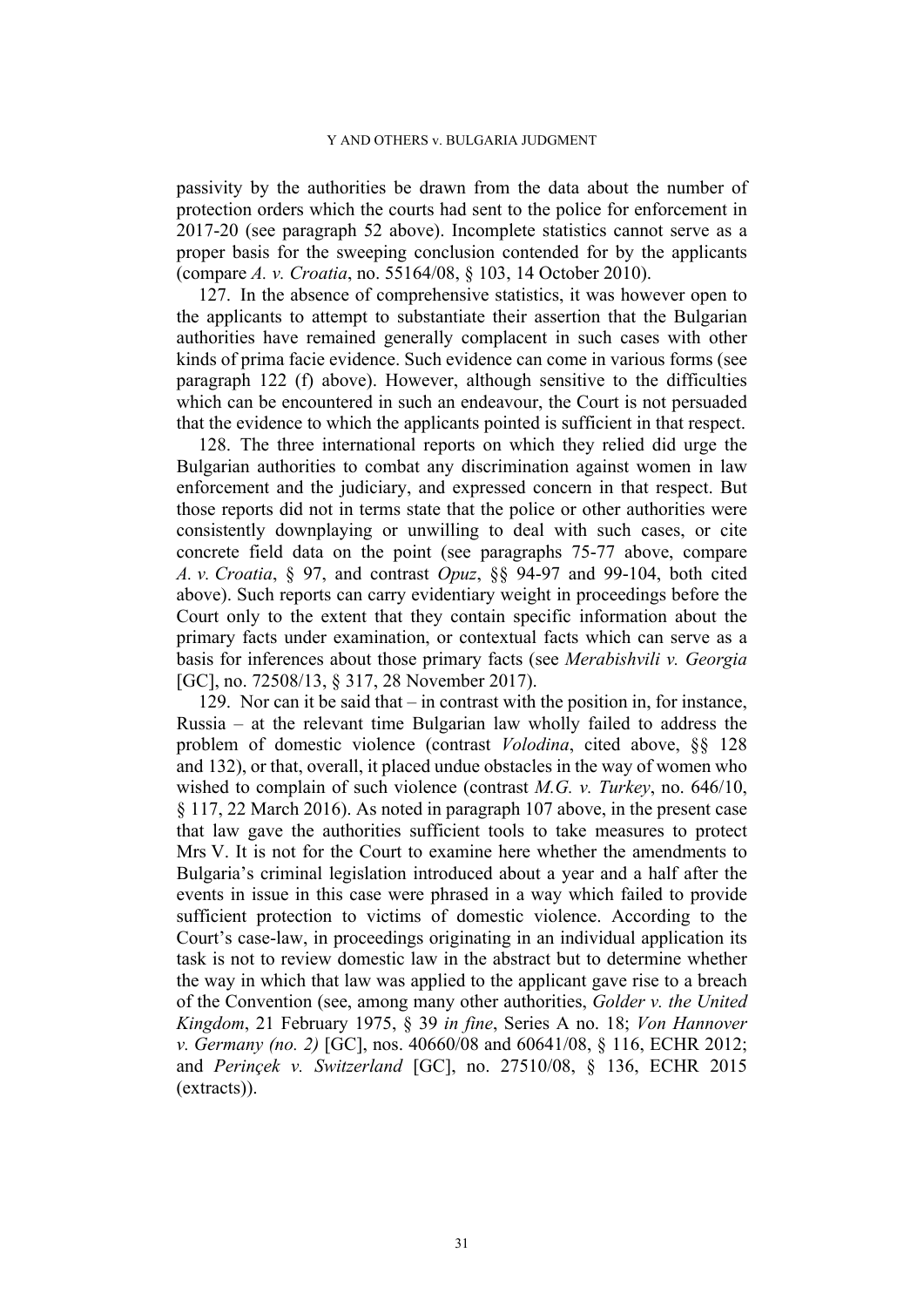passivity by the authorities be drawn from the data about the number of protection orders which the courts had sent to the police for enforcement in 2017-20 (see paragraph 52 above). Incomplete statistics cannot serve as a proper basis for the sweeping conclusion contended for by the applicants (compare *A. v. Croatia*, no. 55164/08, § 103, 14 October 2010).

127. In the absence of comprehensive statistics, it was however open to the applicants to attempt to substantiate their assertion that the Bulgarian authorities have remained generally complacent in such cases with other kinds of prima facie evidence. Such evidence can come in various forms (see paragraph 122 (f) above). However, although sensitive to the difficulties which can be encountered in such an endeavour, the Court is not persuaded that the evidence to which the applicants pointed is sufficient in that respect.

128. The three international reports on which they relied did urge the Bulgarian authorities to combat any discrimination against women in law enforcement and the judiciary, and expressed concern in that respect. But those reports did not in terms state that the police or other authorities were consistently downplaying or unwilling to deal with such cases, or cite concrete field data on the point (see paragraphs 75-77 above, compare *A. v. Croatia*, § 97, and contrast *Opuz*, §§ 94-97 and 99-104, both cited above). Such reports can carry evidentiary weight in proceedings before the Court only to the extent that they contain specific information about the primary facts under examination, or contextual facts which can serve as a basis for inferences about those primary facts (see *Merabishvili v. Georgia* [GC], no. 72508/13, § 317, 28 November 2017).

129. Nor can it be said that – in contrast with the position in, for instance, Russia – at the relevant time Bulgarian law wholly failed to address the problem of domestic violence (contrast *Volodina*, cited above, §§ 128 and 132), or that, overall, it placed undue obstacles in the way of women who wished to complain of such violence (contrast *M.G. v. Turkey*, no. 646/10, § 117, 22 March 2016). As noted in paragraph 107 above, in the present case that law gave the authorities sufficient tools to take measures to protect Mrs V. It is not for the Court to examine here whether the amendments to Bulgaria's criminal legislation introduced about a year and a half after the events in issue in this case were phrased in a way which failed to provide sufficient protection to victims of domestic violence. According to the Court's case-law, in proceedings originating in an individual application its task is not to review domestic law in the abstract but to determine whether the way in which that law was applied to the applicant gave rise to a breach of the Convention (see, among many other authorities, *Golder v. the United Kingdom*, 21 February 1975, § 39 *in fine*, Series A no. 18; *Von Hannover v. Germany (no. 2)* [GC], nos. 40660/08 and 60641/08, § 116, ECHR 2012; and *Perinçek v. Switzerland* [GC], no. 27510/08, § 136, ECHR 2015 (extracts)).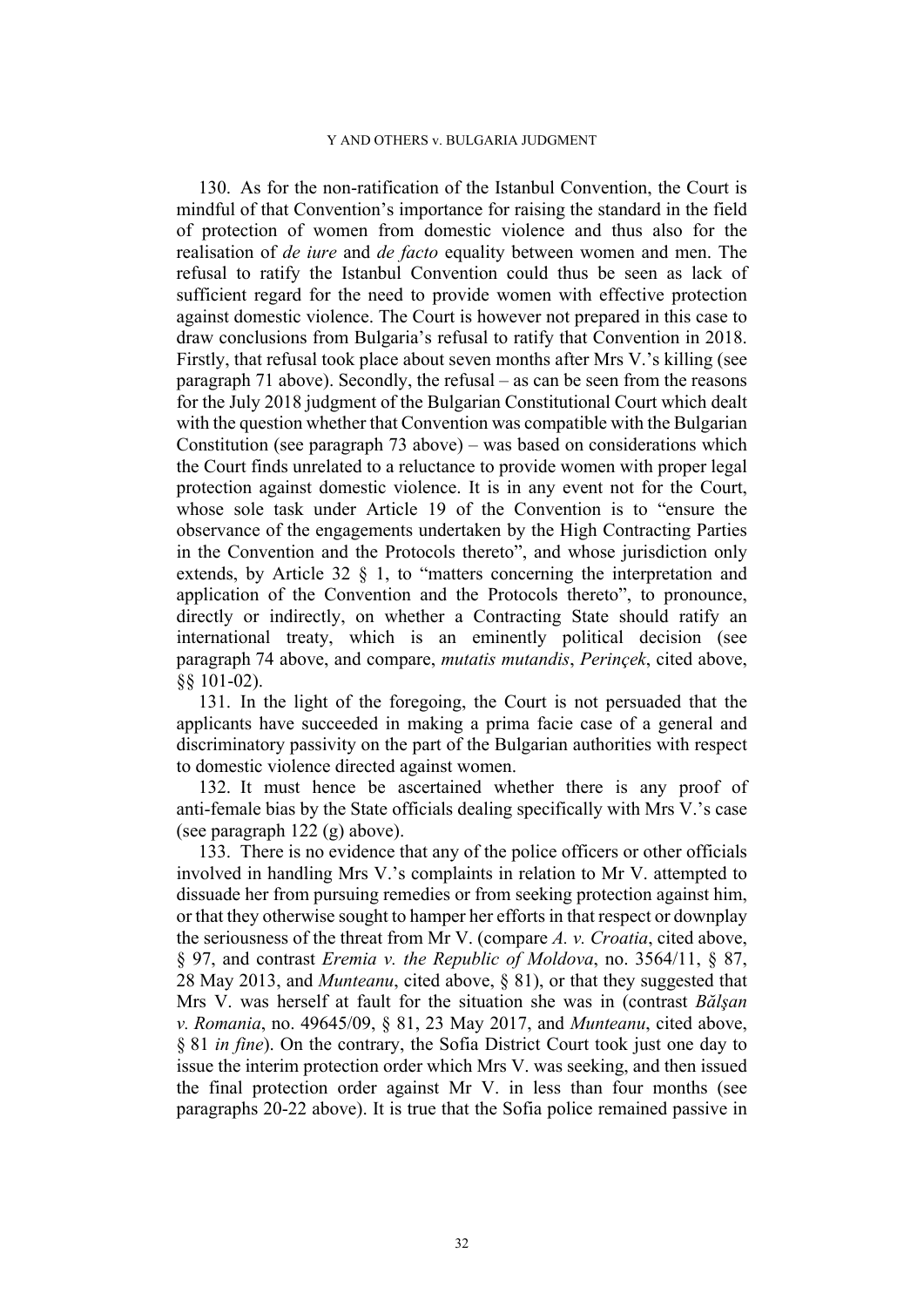130. As for the non-ratification of the Istanbul Convention, the Court is mindful of that Convention's importance for raising the standard in the field of protection of women from domestic violence and thus also for the realisation of *de iure* and *de facto* equality between women and men. The refusal to ratify the Istanbul Convention could thus be seen as lack of sufficient regard for the need to provide women with effective protection against domestic violence. The Court is however not prepared in this case to draw conclusions from Bulgaria's refusal to ratify that Convention in 2018. Firstly, that refusal took place about seven months after Mrs V.'s killing (see paragraph 71 above). Secondly, the refusal – as can be seen from the reasons for the July 2018 judgment of the Bulgarian Constitutional Court which dealt with the question whether that Convention was compatible with the Bulgarian Constitution (see paragraph 73 above) – was based on considerations which the Court finds unrelated to a reluctance to provide women with proper legal protection against domestic violence. It is in any event not for the Court, whose sole task under Article 19 of the Convention is to "ensure the observance of the engagements undertaken by the High Contracting Parties in the Convention and the Protocols thereto", and whose jurisdiction only extends, by Article 32 § 1, to "matters concerning the interpretation and application of the Convention and the Protocols thereto", to pronounce, directly or indirectly, on whether a Contracting State should ratify an international treaty, which is an eminently political decision (see paragraph 74 above, and compare, *mutatis mutandis*, *Perinçek*, cited above, §§ 101-02).

131. In the light of the foregoing, the Court is not persuaded that the applicants have succeeded in making a prima facie case of a general and discriminatory passivity on the part of the Bulgarian authorities with respect to domestic violence directed against women.

132. It must hence be ascertained whether there is any proof of anti-female bias by the State officials dealing specifically with Mrs V.'s case (see paragraph 122 (g) above).

133. There is no evidence that any of the police officers or other officials involved in handling Mrs V.'s complaints in relation to Mr V. attempted to dissuade her from pursuing remedies or from seeking protection against him, or that they otherwise sought to hamper her efforts in that respect or downplay the seriousness of the threat from Mr V. (compare *A. v. Croatia*, cited above, § 97, and contrast *Eremia v. the Republic of Moldova*, no. 3564/11, § 87, 28 May 2013, and *Munteanu*, cited above, § 81), or that they suggested that Mrs V. was herself at fault for the situation she was in (contrast *Bălşan v. Romania*, no. 49645/09, § 81, 23 May 2017, and *Munteanu*, cited above, § 81 *in fine*). On the contrary, the Sofia District Court took just one day to issue the interim protection order which Mrs V. was seeking, and then issued the final protection order against Mr V. in less than four months (see paragraphs 20-22 above). It is true that the Sofia police remained passive in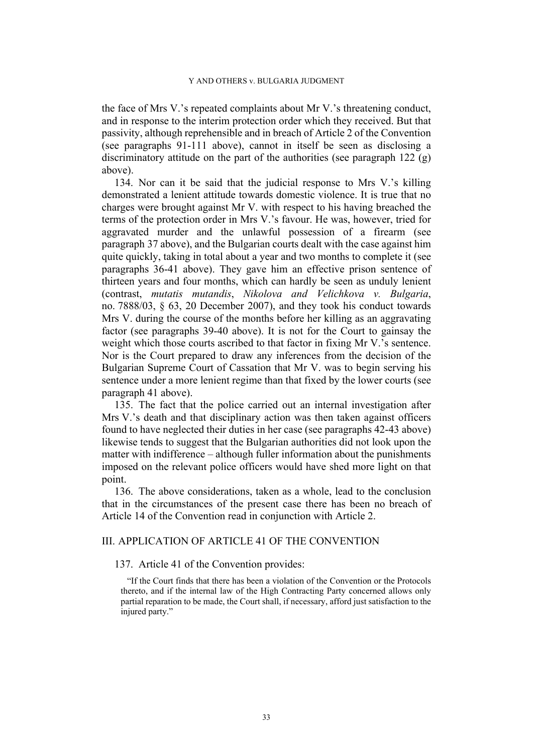the face of Mrs V.'s repeated complaints about Mr V.'s threatening conduct, and in response to the interim protection order which they received. But that passivity, although reprehensible and in breach of Article 2 of the Convention (see paragraphs 91-111 above), cannot in itself be seen as disclosing a discriminatory attitude on the part of the authorities (see paragraph 122 (g) above).

134. Nor can it be said that the judicial response to Mrs V.'s killing demonstrated a lenient attitude towards domestic violence. It is true that no charges were brought against Mr V. with respect to his having breached the terms of the protection order in Mrs V.'s favour. He was, however, tried for aggravated murder and the unlawful possession of a firearm (see paragraph 37 above), and the Bulgarian courts dealt with the case against him quite quickly, taking in total about a year and two months to complete it (see paragraphs 36-41 above). They gave him an effective prison sentence of thirteen years and four months, which can hardly be seen as unduly lenient (contrast, *mutatis mutandis*, *Nikolova and Velichkova v. Bulgaria*, no. 7888/03, § 63, 20 December 2007), and they took his conduct towards Mrs V. during the course of the months before her killing as an aggravating factor (see paragraphs 39-40 above). It is not for the Court to gainsay the weight which those courts ascribed to that factor in fixing Mr V.'s sentence. Nor is the Court prepared to draw any inferences from the decision of the Bulgarian Supreme Court of Cassation that Mr V. was to begin serving his sentence under a more lenient regime than that fixed by the lower courts (see paragraph 41 above).

135. The fact that the police carried out an internal investigation after Mrs V.'s death and that disciplinary action was then taken against officers found to have neglected their duties in her case (see paragraphs 42-43 above) likewise tends to suggest that the Bulgarian authorities did not look upon the matter with indifference – although fuller information about the punishments imposed on the relevant police officers would have shed more light on that point.

136. The above considerations, taken as a whole, lead to the conclusion that in the circumstances of the present case there has been no breach of Article 14 of the Convention read in conjunction with Article 2.

## III. APPLICATION OF ARTICLE 41 OF THE CONVENTION

137. Article 41 of the Convention provides:

> "If the Court finds that there has been a violation of the Convention or the Protocols thereto, and if the internal law of the High Contracting Party concerned allows only partial reparation to be made, the Court shall, if necessary, afford just satisfaction to the injured party."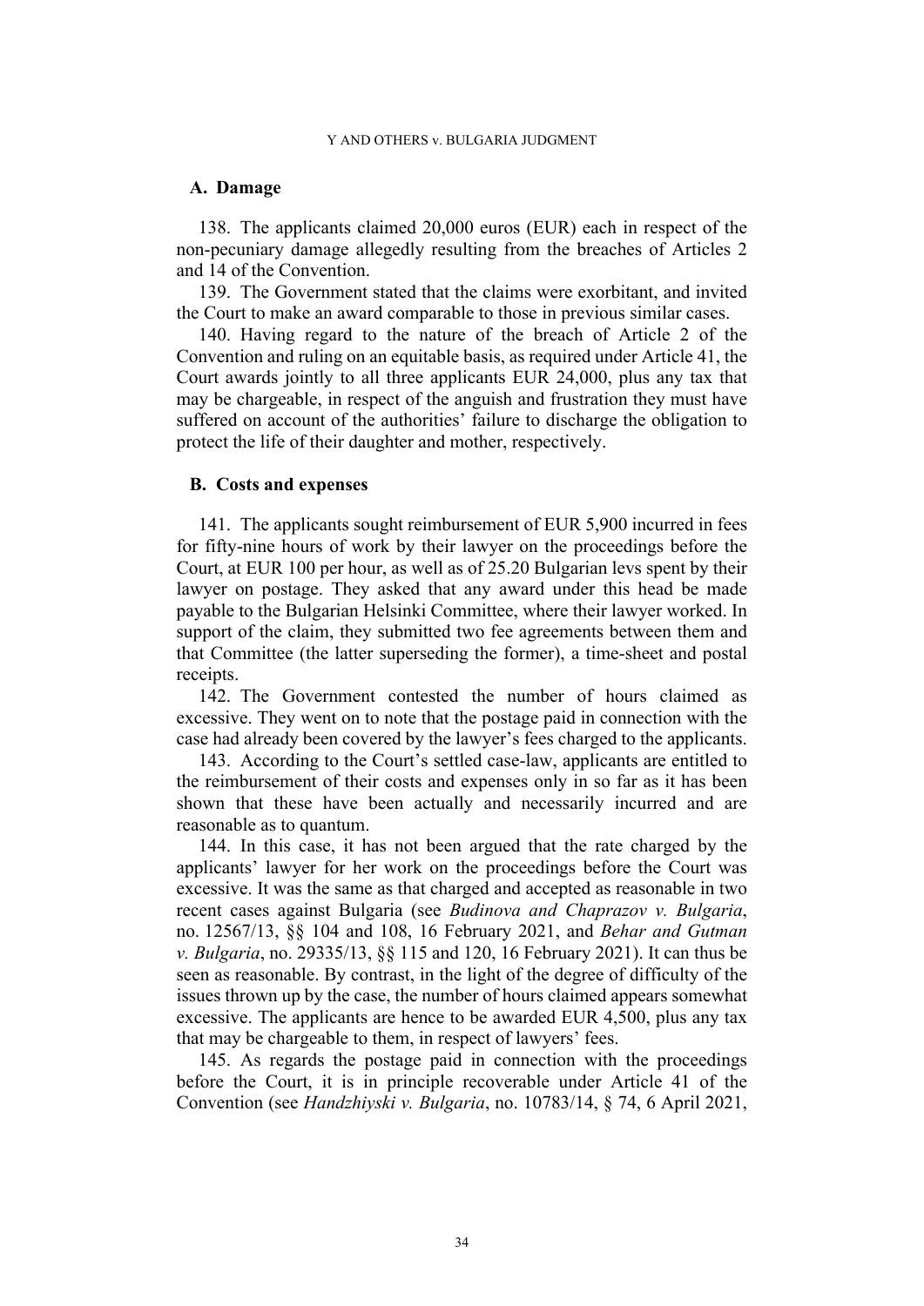### A. Damage

138. The applicants claimed 20,000 euros (EUR) each in respect of the non-pecuniary damage allegedly resulting from the breaches of Articles 2 and 14 of the Convention.

139. The Government stated that the claims were exorbitant, and invited the Court to make an award comparable to those in previous similar cases.

140. Having regard to the nature of the breach of Article 2 of the Convention and ruling on an equitable basis, as required under Article 41, the Court awards jointly to all three applicants EUR 24,000, plus any tax that may be chargeable, in respect of the anguish and frustration they must have suffered on account of the authorities' failure to discharge the obligation to protect the life of their daughter and mother, respectively.

### B. Costs and expenses

141. The applicants sought reimbursement of EUR 5,900 incurred in fees for fifty-nine hours of work by their lawyer on the proceedings before the Court, at EUR 100 per hour, as well as of 25.20 Bulgarian levs spent by their lawyer on postage. They asked that any award under this head be made payable to the Bulgarian Helsinki Committee, where their lawyer worked. In support of the claim, they submitted two fee agreements between them and that Committee (the latter superseding the former), a time-sheet and postal receipts.

142. The Government contested the number of hours claimed as excessive. They went on to note that the postage paid in connection with the case had already been covered by the lawyer's fees charged to the applicants.

143. According to the Court's settled case-law, applicants are entitled to the reimbursement of their costs and expenses only in so far as it has been shown that these have been actually and necessarily incurred and are reasonable as to quantum.

144. In this case, it has not been argued that the rate charged by the applicants' lawyer for her work on the proceedings before the Court was excessive. It was the same as that charged and accepted as reasonable in two recent cases against Bulgaria (see *Budinova and Chaprazov v. Bulgaria*, no. 12567/13, §§ 104 and 108, 16 February 2021, and *Behar and Gutman v. Bulgaria*, no. 29335/13, §§ 115 and 120, 16 February 2021). It can thus be seen as reasonable. By contrast, in the light of the degree of difficulty of the issues thrown up by the case, the number of hours claimed appears somewhat excessive. The applicants are hence to be awarded EUR 4,500, plus any tax that may be chargeable to them, in respect of lawyers' fees.

145. As regards the postage paid in connection with the proceedings before the Court, it is in principle recoverable under Article 41 of the Convention (see *Handzhiyski v. Bulgaria*, no. 10783/14, § 74, 6 April 2021,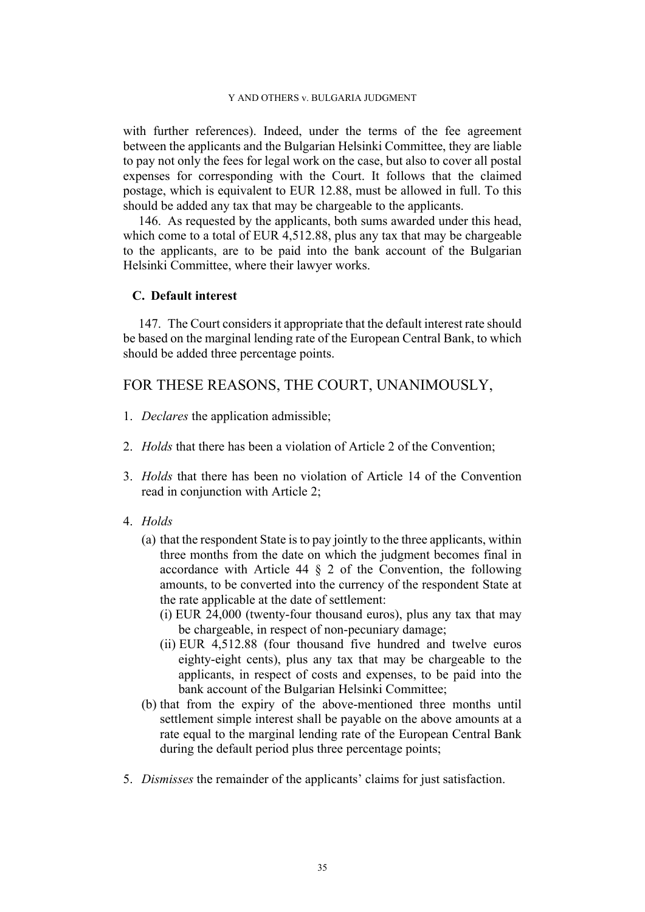with further references). Indeed, under the terms of the fee agreement between the applicants and the Bulgarian Helsinki Committee, they are liable to pay not only the fees for legal work on the case, but also to cover all postal expenses for corresponding with the Court. It follows that the claimed postage, which is equivalent to EUR 12.88, must be allowed in full. To this should be added any tax that may be chargeable to the applicants.

146. As requested by the applicants, both sums awarded under this head, which come to a total of EUR 4,512.88, plus any tax that may be chargeable to the applicants, are to be paid into the bank account of the Bulgarian Helsinki Committee, where their lawyer works.

### C. Default interest

147. The Court considers it appropriate that the default interest rate should be based on the marginal lending rate of the European Central Bank, to which should be added three percentage points.

## FOR THESE REASONS, THE COURT, UNANIMOUSLY,

1. *Declares* the application admissible;

2. *Holds* that there has been a violation of Article 2 of the Convention;

3. *Holds* that there has been no violation of Article 14 of the Convention read in conjunction with Article 2;

4. *Holds*
   (a) that the respondent State is to pay jointly to the three applicants, within three months from the date on which the judgment becomes final in accordance with Article 44 § 2 of the Convention, the following amounts, to be converted into the currency of the respondent State at the rate applicable at the date of settlement:
      (i) EUR 24,000 (twenty-four thousand euros), plus any tax that may be chargeable, in respect of non-pecuniary damage;
      (ii) EUR 4,512.88 (four thousand five hundred and twelve euros eighty-eight cents), plus any tax that may be chargeable to the applicants, in respect of costs and expenses, to be paid into the bank account of the Bulgarian Helsinki Committee;
   (b) that from the expiry of the above-mentioned three months until settlement simple interest shall be payable on the above amounts at a rate equal to the marginal lending rate of the European Central Bank during the default period plus three percentage points;

5. *Dismisses* the remainder of the applicants' claims for just satisfaction.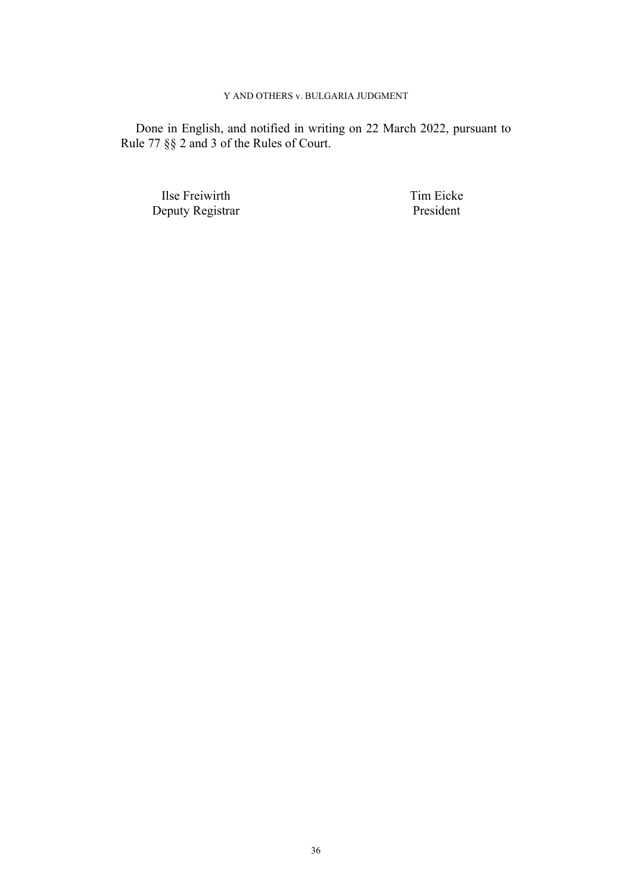Done in English, and notified in writing on 22 March 2022, pursuant to Rule 77 §§ 2 and 3 of the Rules of Court.

| | |
|---|---|
| Ilse Freiwirth | Tim Eicke |
| Deputy Registrar | President |